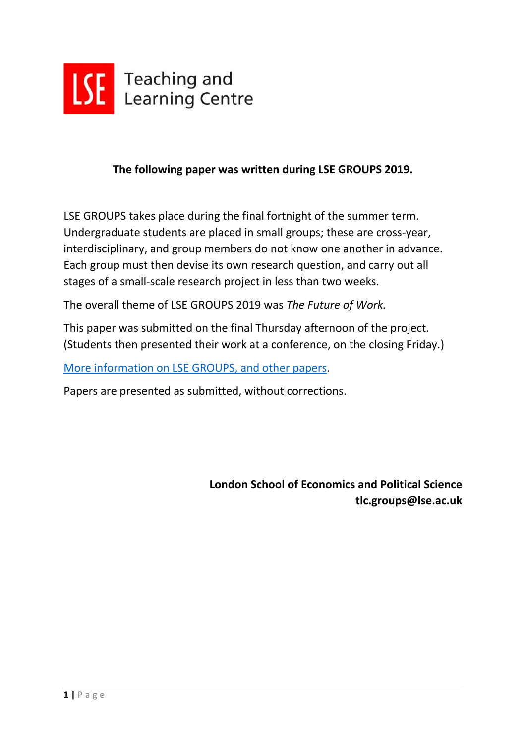LSE Teaching and Learning Centre

**The following paper was written during LSE GROUPS 2019.**

LSE GROUPS takes place during the final fortnight of the summer term. Undergraduate students are placed in small groups; these are cross-year, interdisciplinary, and group members do not know one another in advance. Each group must then devise its own research question, and carry out all stages of a small-scale research project in less than two weeks.

The overall theme of LSE GROUPS 2019 was *The Future of Work.*

This paper was submitted on the final Thursday afternoon of the project. (Students then presented their work at a conference, on the closing Friday.)

More information on LSE GROUPS, and other papers.

Papers are presented as submitted, without corrections.

**London School of Economics and Political Science**
**tlc.groups@lse.ac.uk**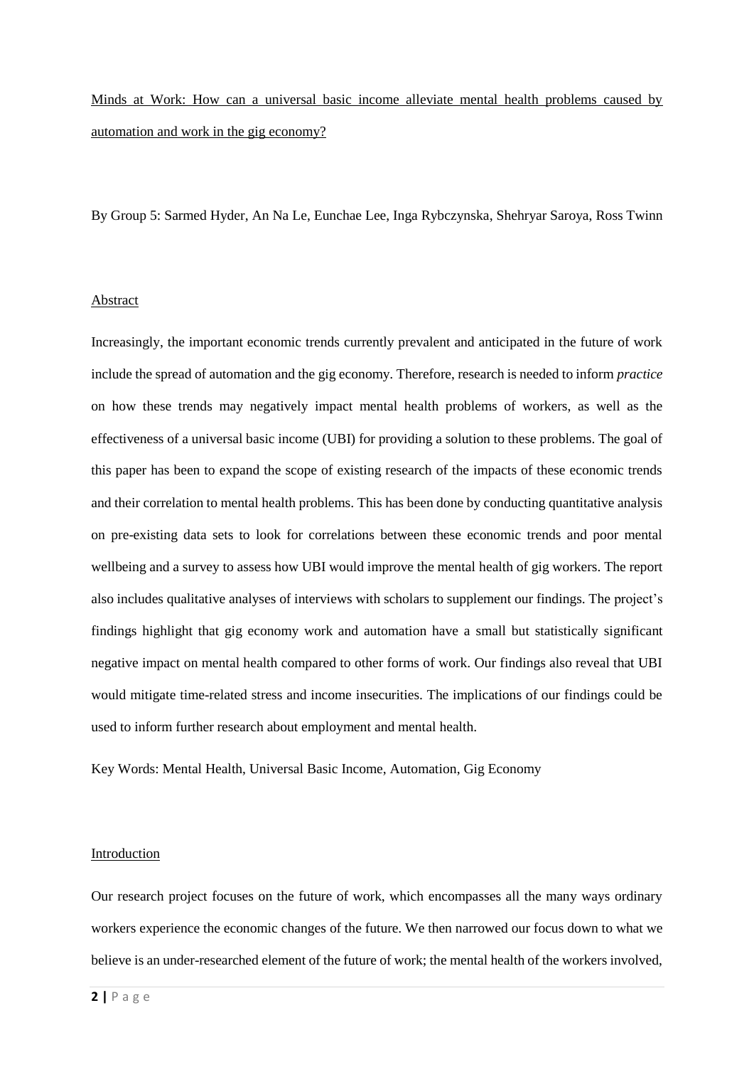Minds at Work: How can a universal basic income alleviate mental health problems caused by automation and work in the gig economy?

By Group 5: Sarmed Hyder, An Na Le, Eunchae Lee, Inga Rybczynska, Shehryar Saroya, Ross Twinn

## Abstract

Increasingly, the important economic trends currently prevalent and anticipated in the future of work include the spread of automation and the gig economy. Therefore, research is needed to inform *practice* on how these trends may negatively impact mental health problems of workers, as well as the effectiveness of a universal basic income (UBI) for providing a solution to these problems. The goal of this paper has been to expand the scope of existing research of the impacts of these economic trends and their correlation to mental health problems. This has been done by conducting quantitative analysis on pre-existing data sets to look for correlations between these economic trends and poor mental wellbeing and a survey to assess how UBI would improve the mental health of gig workers. The report also includes qualitative analyses of interviews with scholars to supplement our findings. The project's findings highlight that gig economy work and automation have a small but statistically significant negative impact on mental health compared to other forms of work. Our findings also reveal that UBI would mitigate time-related stress and income insecurities. The implications of our findings could be used to inform further research about employment and mental health.

Key Words: Mental Health, Universal Basic Income, Automation, Gig Economy

## Introduction

Our research project focuses on the future of work, which encompasses all the many ways ordinary workers experience the economic changes of the future. We then narrowed our focus down to what we believe is an under-researched element of the future of work; the mental health of the workers involved,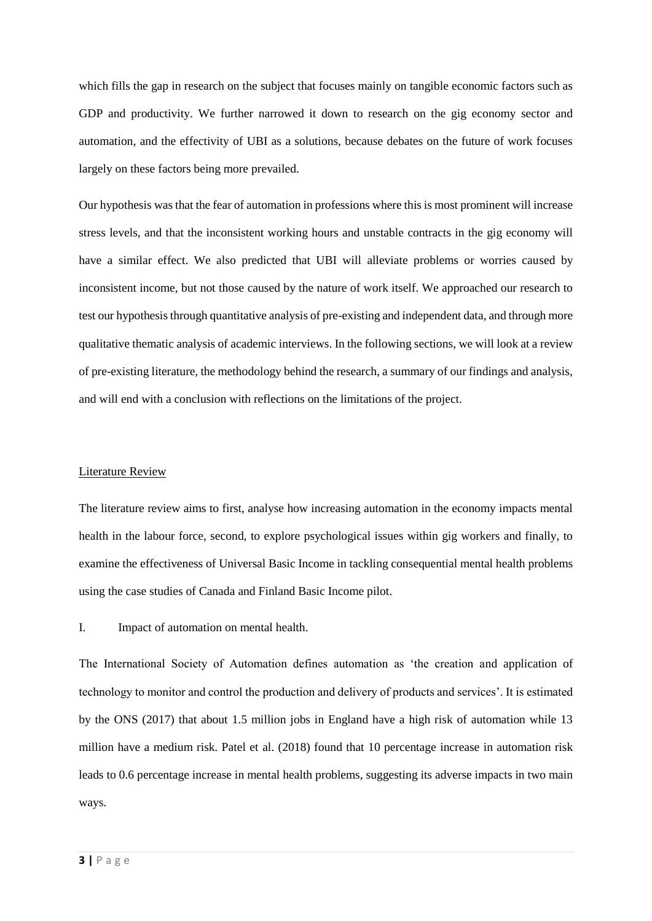which fills the gap in research on the subject that focuses mainly on tangible economic factors such as GDP and productivity. We further narrowed it down to research on the gig economy sector and automation, and the effectivity of UBI as a solutions, because debates on the future of work focuses largely on these factors being more prevailed.

Our hypothesis was that the fear of automation in professions where this is most prominent will increase stress levels, and that the inconsistent working hours and unstable contracts in the gig economy will have a similar effect. We also predicted that UBI will alleviate problems or worries caused by inconsistent income, but not those caused by the nature of work itself. We approached our research to test our hypothesis through quantitative analysis of pre-existing and independent data, and through more qualitative thematic analysis of academic interviews. In the following sections, we will look at a review of pre-existing literature, the methodology behind the research, a summary of our findings and analysis, and will end with a conclusion with reflections on the limitations of the project.

## Literature Review

The literature review aims to first, analyse how increasing automation in the economy impacts mental health in the labour force, second, to explore psychological issues within gig workers and finally, to examine the effectiveness of Universal Basic Income in tackling consequential mental health problems using the case studies of Canada and Finland Basic Income pilot.

### I. Impact of automation on mental health.

The International Society of Automation defines automation as 'the creation and application of technology to monitor and control the production and delivery of products and services'. It is estimated by the ONS (2017) that about 1.5 million jobs in England have a high risk of automation while 13 million have a medium risk. Patel et al. (2018) found that 10 percentage increase in automation risk leads to 0.6 percentage increase in mental health problems, suggesting its adverse impacts in two main ways.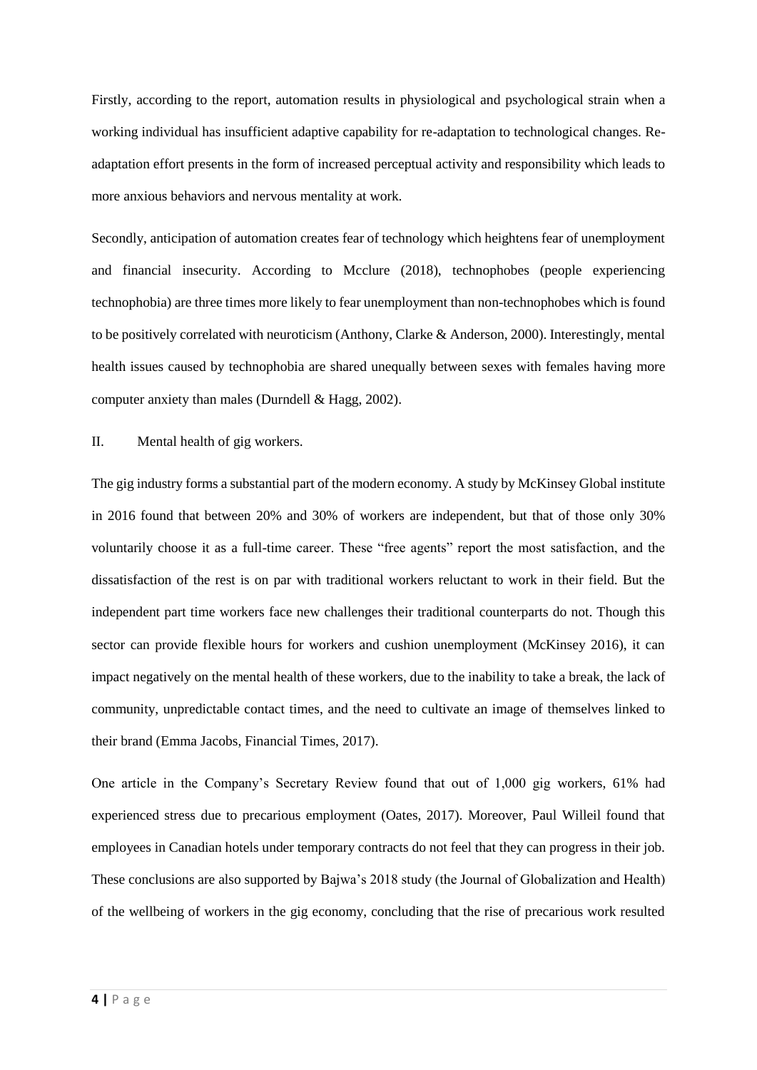Firstly, according to the report, automation results in physiological and psychological strain when a working individual has insufficient adaptive capability for re-adaptation to technological changes. Re-adaptation effort presents in the form of increased perceptual activity and responsibility which leads to more anxious behaviors and nervous mentality at work.

Secondly, anticipation of automation creates fear of technology which heightens fear of unemployment and financial insecurity. According to Mcclure (2018), technophobes (people experiencing technophobia) are three times more likely to fear unemployment than non-technophobes which is found to be positively correlated with neuroticism (Anthony, Clarke & Anderson, 2000). Interestingly, mental health issues caused by technophobia are shared unequally between sexes with females having more computer anxiety than males (Durndell & Hagg, 2002).

II. Mental health of gig workers.

The gig industry forms a substantial part of the modern economy. A study by McKinsey Global institute in 2016 found that between 20% and 30% of workers are independent, but that of those only 30% voluntarily choose it as a full-time career. These "free agents" report the most satisfaction, and the dissatisfaction of the rest is on par with traditional workers reluctant to work in their field. But the independent part time workers face new challenges their traditional counterparts do not. Though this sector can provide flexible hours for workers and cushion unemployment (McKinsey 2016), it can impact negatively on the mental health of these workers, due to the inability to take a break, the lack of community, unpredictable contact times, and the need to cultivate an image of themselves linked to their brand (Emma Jacobs, Financial Times, 2017).

One article in the Company's Secretary Review found that out of 1,000 gig workers, 61% had experienced stress due to precarious employment (Oates, 2017). Moreover, Paul Willeil found that employees in Canadian hotels under temporary contracts do not feel that they can progress in their job. These conclusions are also supported by Bajwa's 2018 study (the Journal of Globalization and Health) of the wellbeing of workers in the gig economy, concluding that the rise of precarious work resulted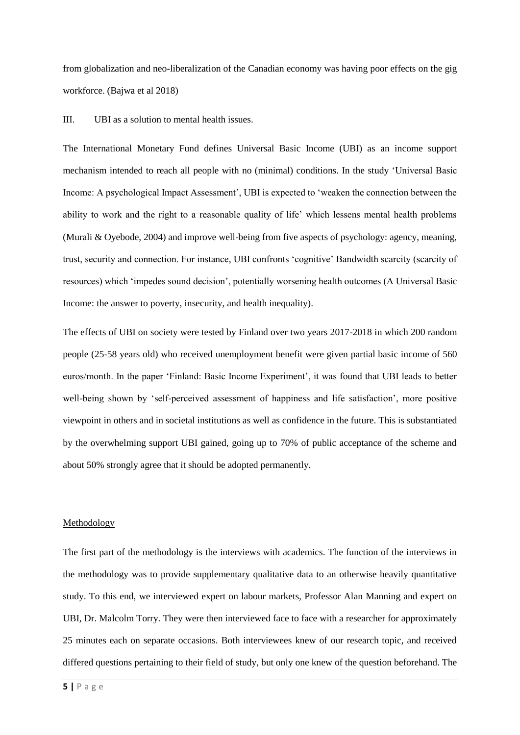from globalization and neo-liberalization of the Canadian economy was having poor effects on the gig workforce. (Bajwa et al 2018)

III. UBI as a solution to mental health issues.

The International Monetary Fund defines Universal Basic Income (UBI) as an income support mechanism intended to reach all people with no (minimal) conditions. In the study 'Universal Basic Income: A psychological Impact Assessment', UBI is expected to 'weaken the connection between the ability to work and the right to a reasonable quality of life' which lessens mental health problems (Murali & Oyebode, 2004) and improve well-being from five aspects of psychology: agency, meaning, trust, security and connection. For instance, UBI confronts 'cognitive' Bandwidth scarcity (scarcity of resources) which 'impedes sound decision', potentially worsening health outcomes (A Universal Basic Income: the answer to poverty, insecurity, and health inequality).

The effects of UBI on society were tested by Finland over two years 2017-2018 in which 200 random people (25-58 years old) who received unemployment benefit were given partial basic income of 560 euros/month. In the paper 'Finland: Basic Income Experiment', it was found that UBI leads to better well-being shown by 'self-perceived assessment of happiness and life satisfaction', more positive viewpoint in others and in societal institutions as well as confidence in the future. This is substantiated by the overwhelming support UBI gained, going up to 70% of public acceptance of the scheme and about 50% strongly agree that it should be adopted permanently.

## Methodology

The first part of the methodology is the interviews with academics. The function of the interviews in the methodology was to provide supplementary qualitative data to an otherwise heavily quantitative study. To this end, we interviewed expert on labour markets, Professor Alan Manning and expert on UBI, Dr. Malcolm Torry. They were then interviewed face to face with a researcher for approximately 25 minutes each on separate occasions. Both interviewees knew of our research topic, and received differed questions pertaining to their field of study, but only one knew of the question beforehand. The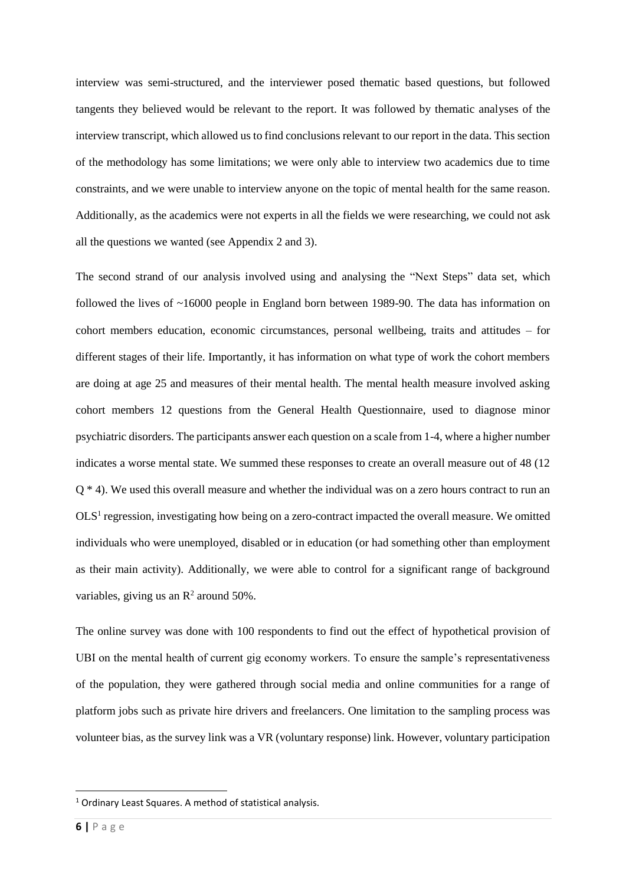interview was semi-structured, and the interviewer posed thematic based questions, but followed tangents they believed would be relevant to the report. It was followed by thematic analyses of the interview transcript, which allowed us to find conclusions relevant to our report in the data. This section of the methodology has some limitations; we were only able to interview two academics due to time constraints, and we were unable to interview anyone on the topic of mental health for the same reason. Additionally, as the academics were not experts in all the fields we were researching, we could not ask all the questions we wanted (see Appendix 2 and 3).

The second strand of our analysis involved using and analysing the "Next Steps" data set, which followed the lives of ~16000 people in England born between 1989-90. The data has information on cohort members education, economic circumstances, personal wellbeing, traits and attitudes – for different stages of their life. Importantly, it has information on what type of work the cohort members are doing at age 25 and measures of their mental health. The mental health measure involved asking cohort members 12 questions from the General Health Questionnaire, used to diagnose minor psychiatric disorders. The participants answer each question on a scale from 1-4, where a higher number indicates a worse mental state. We summed these responses to create an overall measure out of 48 (12 Q * 4). We used this overall measure and whether the individual was on a zero hours contract to run an OLS[1] regression, investigating how being on a zero-contract impacted the overall measure. We omitted individuals who were unemployed, disabled or in education (or had something other than employment as their main activity). Additionally, we were able to control for a significant range of background variables, giving us an $R^2$ around 50%.

The online survey was done with 100 respondents to find out the effect of hypothetical provision of UBI on the mental health of current gig economy workers. To ensure the sample's representativeness of the population, they were gathered through social media and online communities for a range of platform jobs such as private hire drivers and freelancers. One limitation to the sampling process was volunteer bias, as the survey link was a VR (voluntary response) link. However, voluntary participation

[1] Ordinary Least Squares. A method of statistical analysis.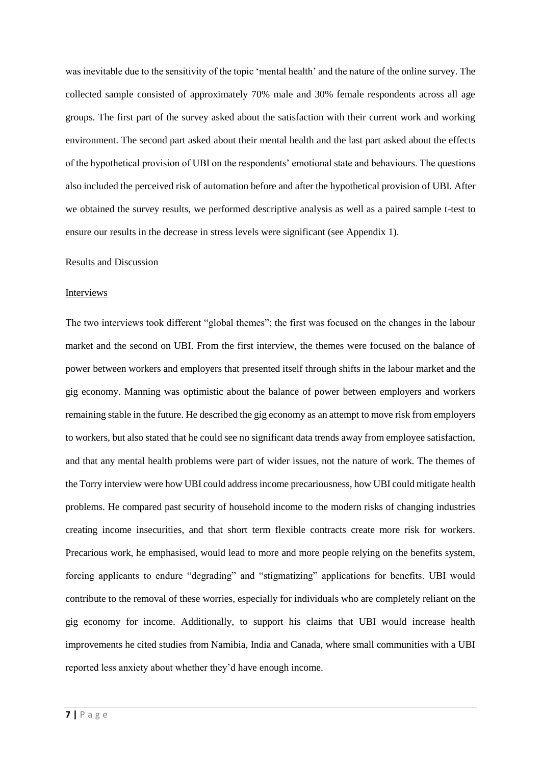was inevitable due to the sensitivity of the topic 'mental health' and the nature of the online survey. The collected sample consisted of approximately 70% male and 30% female respondents across all age groups. The first part of the survey asked about the satisfaction with their current work and working environment. The second part asked about their mental health and the last part asked about the effects of the hypothetical provision of UBI on the respondents' emotional state and behaviours. The questions also included the perceived risk of automation before and after the hypothetical provision of UBI. After we obtained the survey results, we performed descriptive analysis as well as a paired sample t-test to ensure our results in the decrease in stress levels were significant (see Appendix 1).

## Results and Discussion

### Interviews

The two interviews took different "global themes"; the first was focused on the changes in the labour market and the second on UBI. From the first interview, the themes were focused on the balance of power between workers and employers that presented itself through shifts in the labour market and the gig economy. Manning was optimistic about the balance of power between employers and workers remaining stable in the future. He described the gig economy as an attempt to move risk from employers to workers, but also stated that he could see no significant data trends away from employee satisfaction, and that any mental health problems were part of wider issues, not the nature of work. The themes of the Torry interview were how UBI could address income precariousness, how UBI could mitigate health problems. He compared past security of household income to the modern risks of changing industries creating income insecurities, and that short term flexible contracts create more risk for workers. Precarious work, he emphasised, would lead to more and more people relying on the benefits system, forcing applicants to endure "degrading" and "stigmatizing" applications for benefits. UBI would contribute to the removal of these worries, especially for individuals who are completely reliant on the gig economy for income. Additionally, to support his claims that UBI would increase health improvements he cited studies from Namibia, India and Canada, where small communities with a UBI reported less anxiety about whether they'd have enough income.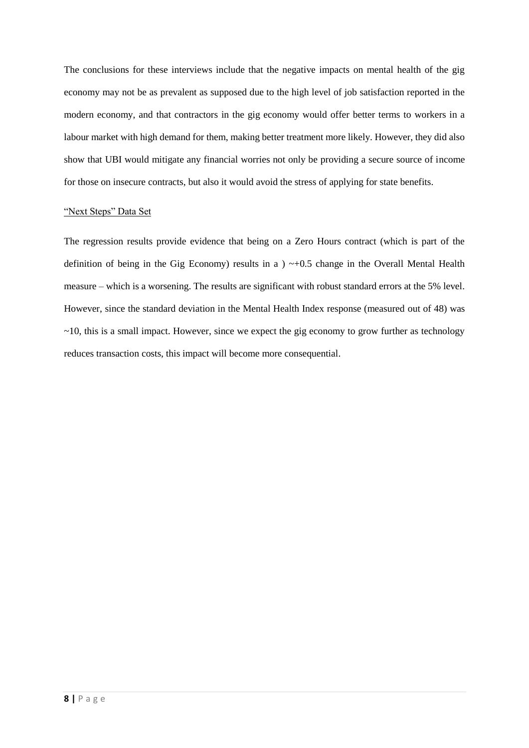The conclusions for these interviews include that the negative impacts on mental health of the gig economy may not be as prevalent as supposed due to the high level of job satisfaction reported in the modern economy, and that contractors in the gig economy would offer better terms to workers in a labour market with high demand for them, making better treatment more likely. However, they did also show that UBI would mitigate any financial worries not only be providing a secure source of income for those on insecure contracts, but also it would avoid the stress of applying for state benefits.

"Next Steps" Data Set

The regression results provide evidence that being on a Zero Hours contract (which is part of the definition of being in the Gig Economy) results in a ) ~+0.5 change in the Overall Mental Health measure – which is a worsening. The results are significant with robust standard errors at the 5% level. However, since the standard deviation in the Mental Health Index response (measured out of 48) was ~10, this is a small impact. However, since we expect the gig economy to grow further as technology reduces transaction costs, this impact will become more consequential.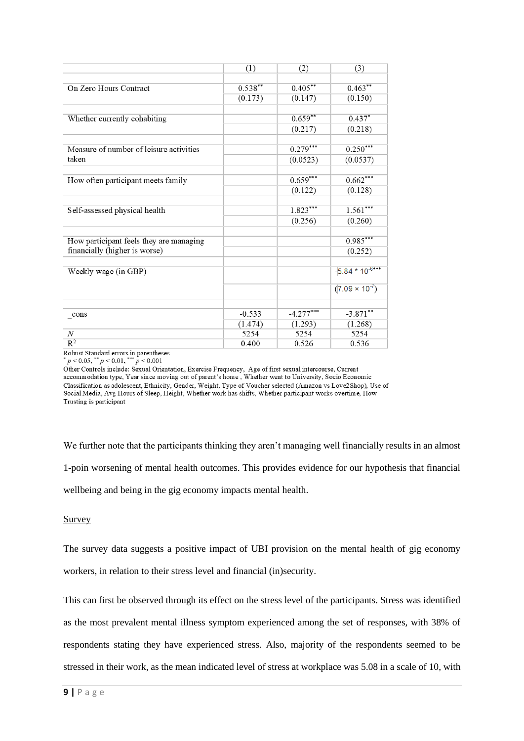| | (1) | (2) | (3) |
|---|---|---|---|
| On Zero Hours Contract | $0.538^{**}$ | $0.405^{**}$ | $0.463^{**}$ |
| | (0.173) | (0.147) | (0.150) |
| Whether currently cohabiting | | $0.659^{**}$ | $0.437^{*}$ |
| | | (0.217) | (0.218) |
| Measure of number of leisure activities taken | | $0.279^{***}$ | $0.250^{***}$ |
| | | (0.0523) | (0.0537) |
| How often participant meets family | | $0.659^{***}$ | $0.662^{***}$ |
| | | (0.122) | (0.128) |
| Self-assessed physical health | | $1.823^{***}$ | $1.561^{***}$ |
| | | (0.256) | (0.260) |
| How participant feels they are managing financially (higher is worse) | | | $0.985^{***}$ |
| | | | (0.252) |
| Weekly wage (in GBP) | | | $-5.84 * 10^{-6***}$ |
| | | | $(7.09 \times 10^{-7})$ |
| _cons | -0.533 | $-4.277^{***}$ | $-3.871^{**}$ |
| | (1.474) | (1.293) | (1.268) |
| $N$ | 5254 | 5254 | 5254 |
| $R^2$ | 0.400 | 0.526 | 0.536 |

Robust Standard errors in parentheses
$^{*}$ $p < 0.05$, $^{**}$ $p < 0.01$, $^{***}$ $p < 0.001$
Other Controls include: Sexual Orientation, Exercise Frequency, Age of first sexual intercourse, Current accommodation type, Year since moving out of parent's home , Whether went to University, Socio Economic Classification as adolescent, Ethnicity, Gender, Weight, Type of Voucher selected (Amazon vs Love2Shop), Use of Social Media, Avg Hours of Sleep, Height, Whether work has shifts, Whether participant works overtime, How Trusting is participant

We further note that the participants thinking they aren't managing well financially results in an almost 1-poin worsening of mental health outcomes. This provides evidence for our hypothesis that financial wellbeing and being in the gig economy impacts mental health.

## Survey

The survey data suggests a positive impact of UBI provision on the mental health of gig economy workers, in relation to their stress level and financial (in)security.

This can first be observed through its effect on the stress level of the participants. Stress was identified as the most prevalent mental illness symptom experienced among the set of responses, with 38% of respondents stating they have experienced stress. Also, majority of the respondents seemed to be stressed in their work, as the mean indicated level of stress at workplace was 5.08 in a scale of 10, with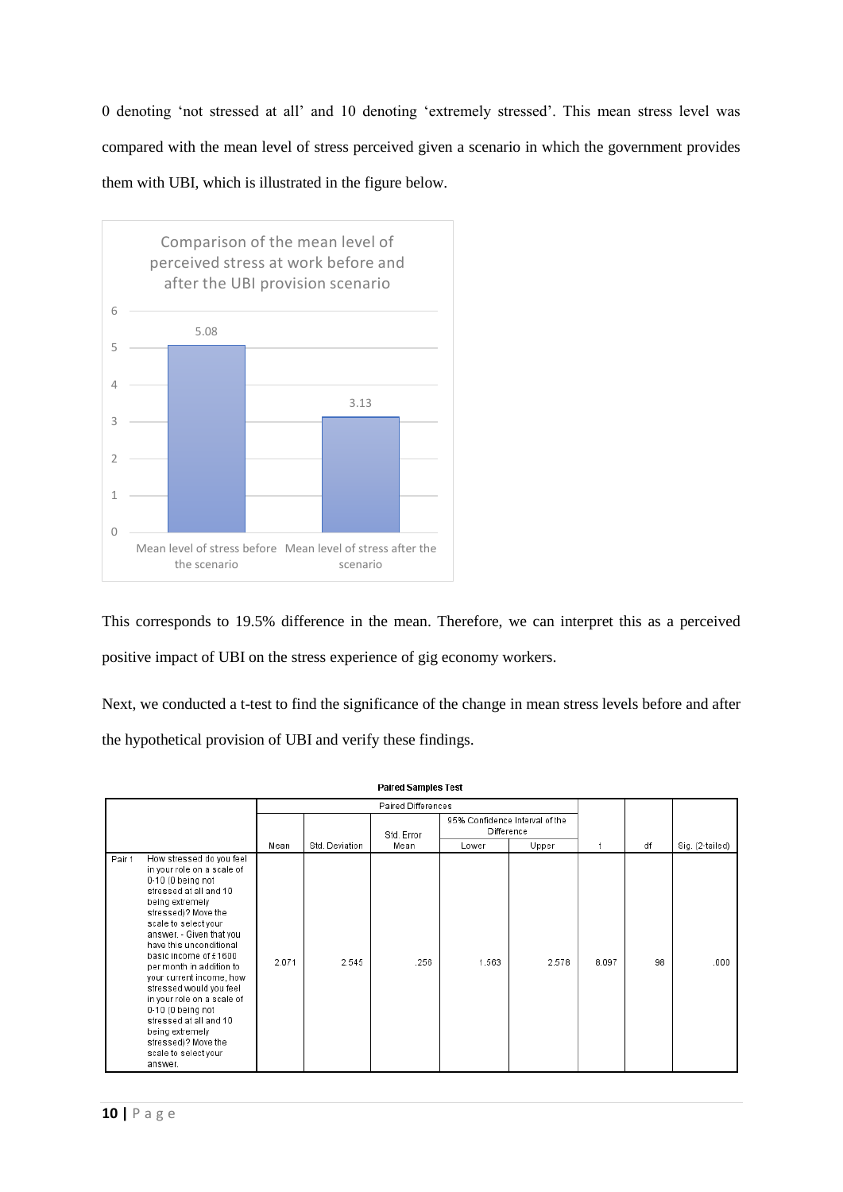0 denoting 'not stressed at all' and 10 denoting 'extremely stressed'. This mean stress level was compared with the mean level of stress perceived given a scenario in which the government provides them with UBI, which is illustrated in the figure below.

Comparison of the mean level of perceived stress at work before and after the UBI provision scenario

| | Mean level of stress before the scenario | Mean level of stress after the scenario |
|---|---|---|
| Value | 5.08 | 3.13 |

This corresponds to 19.5% difference in the mean. Therefore, we can interpret this as a perceived positive impact of UBI on the stress experience of gig economy workers.

Next, we conducted a t-test to find the significance of the change in mean stress levels before and after the hypothetical provision of UBI and verify these findings.

**Paired Samples Test**

| | | Paired Differences | | | | | t | df | Sig. (2-tailed) |
|---|---|---|---|---|---|---|---|---|---|
| | | Mean | Std. Deviation | Std. Error Mean | 95% Confidence Interval of the Difference Lower | Upper | | | |
| Pair 1 | How stressed do you feel in your role on a scale of 0-10 (0 being not stressed at all and 10 being extremely stressed)? Move the scale to select your answer. - Given that you have this unconditional basic income of £1600 per month in addition to your current income, how stressed would you feel in your role on a scale of 0-10 (0 being not stressed at all and 10 being extremely stressed)? Move the scale to select your answer. | 2.071 | 2.545 | .256 | 1.563 | 2.578 | 8.097 | 98 | .000 |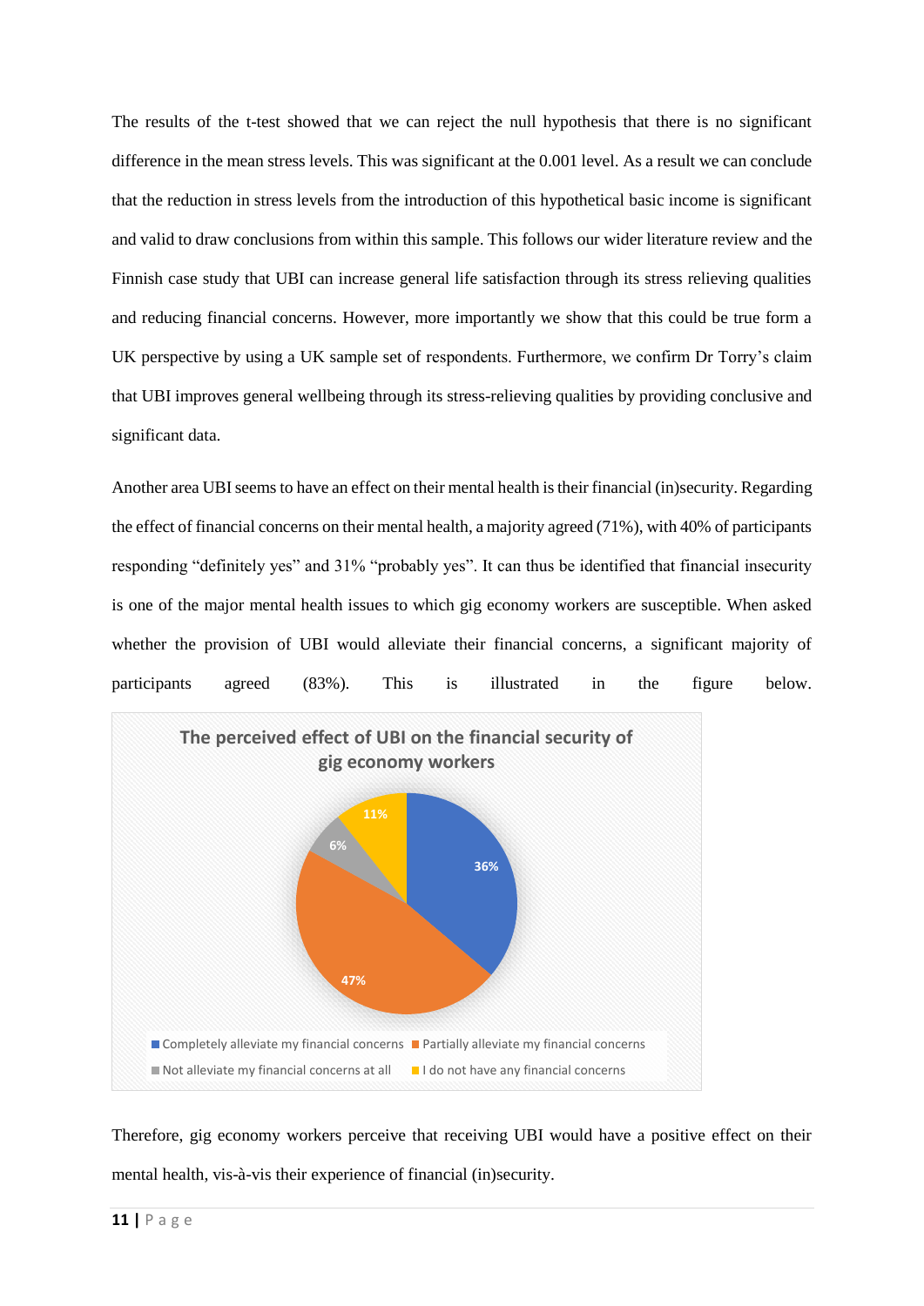The results of the t-test showed that we can reject the null hypothesis that there is no significant difference in the mean stress levels. This was significant at the 0.001 level. As a result we can conclude that the reduction in stress levels from the introduction of this hypothetical basic income is significant and valid to draw conclusions from within this sample. This follows our wider literature review and the Finnish case study that UBI can increase general life satisfaction through its stress relieving qualities and reducing financial concerns. However, more importantly we show that this could be true form a UK perspective by using a UK sample set of respondents. Furthermore, we confirm Dr Torry's claim that UBI improves general wellbeing through its stress-relieving qualities by providing conclusive and significant data.

Another area UBI seems to have an effect on their mental health is their financial (in)security. Regarding the effect of financial concerns on their mental health, a majority agreed (71%), with 40% of participants responding "definitely yes" and 31% "probably yes". It can thus be identified that financial insecurity is one of the major mental health issues to which gig economy workers are susceptible. When asked whether the provision of UBI would alleviate their financial concerns, a significant majority of participants agreed (83%). This is illustrated in the figure below.

**The perceived effect of UBI on the financial security of gig economy workers**

| Response | Percentage |
|---|---|
| Completely alleviate my financial concerns | 36% |
| Partially alleviate my financial concerns | 47% |
| Not alleviate my financial concerns at all | 6% |
| I do not have any financial concerns | 11% |

Therefore, gig economy workers perceive that receiving UBI would have a positive effect on their mental health, vis-à-vis their experience of financial (in)security.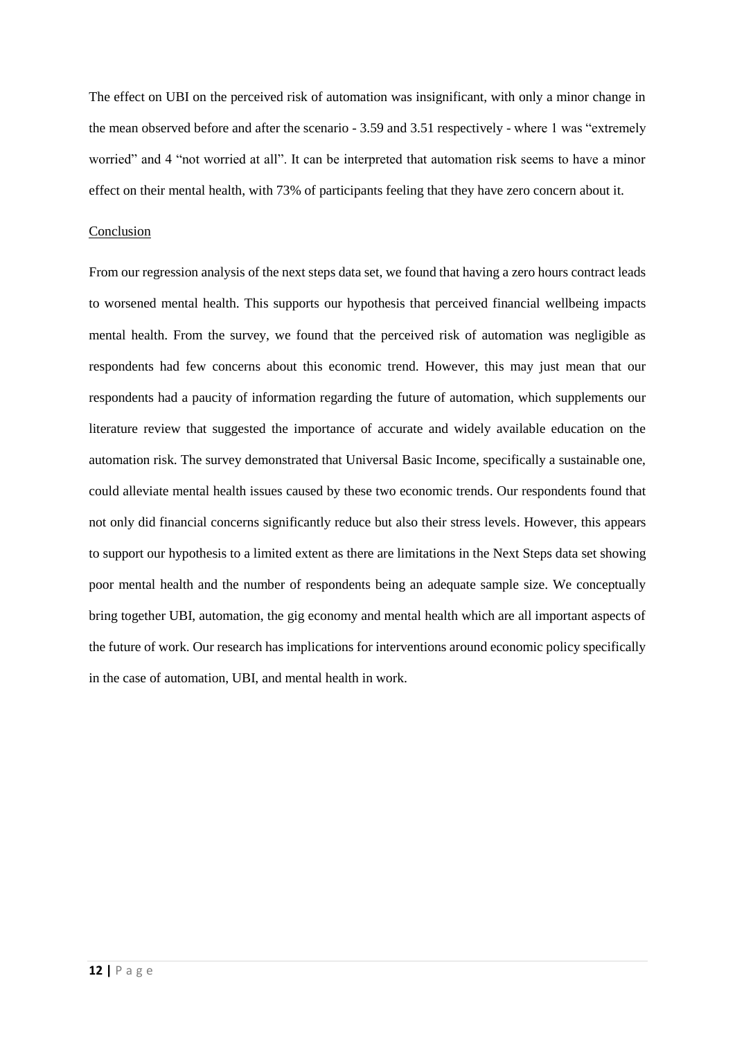The effect on UBI on the perceived risk of automation was insignificant, with only a minor change in the mean observed before and after the scenario - 3.59 and 3.51 respectively - where 1 was "extremely worried" and 4 "not worried at all". It can be interpreted that automation risk seems to have a minor effect on their mental health, with 73% of participants feeling that they have zero concern about it.

## Conclusion

From our regression analysis of the next steps data set, we found that having a zero hours contract leads to worsened mental health. This supports our hypothesis that perceived financial wellbeing impacts mental health. From the survey, we found that the perceived risk of automation was negligible as respondents had few concerns about this economic trend. However, this may just mean that our respondents had a paucity of information regarding the future of automation, which supplements our literature review that suggested the importance of accurate and widely available education on the automation risk. The survey demonstrated that Universal Basic Income, specifically a sustainable one, could alleviate mental health issues caused by these two economic trends. Our respondents found that not only did financial concerns significantly reduce but also their stress levels. However, this appears to support our hypothesis to a limited extent as there are limitations in the Next Steps data set showing poor mental health and the number of respondents being an adequate sample size. We conceptually bring together UBI, automation, the gig economy and mental health which are all important aspects of the future of work. Our research has implications for interventions around economic policy specifically in the case of automation, UBI, and mental health in work.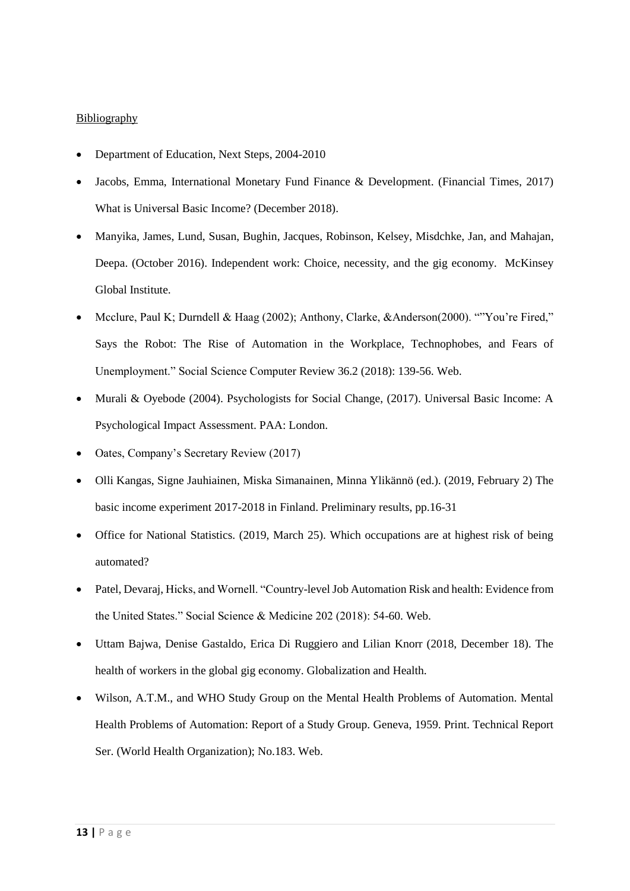<u>Bibliography</u>

- Department of Education, Next Steps, 2004-2010
- Jacobs, Emma, International Monetary Fund Finance & Development. (Financial Times, 2017) What is Universal Basic Income? (December 2018).
- Manyika, James, Lund, Susan, Bughin, Jacques, Robinson, Kelsey, Misdchke, Jan, and Mahajan, Deepa. (October 2016). Independent work: Choice, necessity, and the gig economy. McKinsey Global Institute.
- Mcclure, Paul K; Durndell & Haag (2002); Anthony, Clarke, &Anderson(2000). ""You're Fired," Says the Robot: The Rise of Automation in the Workplace, Technophobes, and Fears of Unemployment." Social Science Computer Review 36.2 (2018): 139-56. Web.
- Murali & Oyebode (2004). Psychologists for Social Change, (2017). Universal Basic Income: A Psychological Impact Assessment. PAA: London.
- Oates, Company's Secretary Review (2017)
- Olli Kangas, Signe Jauhiainen, Miska Simanainen, Minna Ylikännö (ed.). (2019, February 2) The basic income experiment 2017-2018 in Finland. Preliminary results, pp.16-31
- Office for National Statistics. (2019, March 25). Which occupations are at highest risk of being automated?
- Patel, Devaraj, Hicks, and Wornell. "Country-level Job Automation Risk and health: Evidence from the United States." Social Science & Medicine 202 (2018): 54-60. Web.
- Uttam Bajwa, Denise Gastaldo, Erica Di Ruggiero and Lilian Knorr (2018, December 18). The health of workers in the global gig economy. Globalization and Health.
- Wilson, A.T.M., and WHO Study Group on the Mental Health Problems of Automation. Mental Health Problems of Automation: Report of a Study Group. Geneva, 1959. Print. Technical Report Ser. (World Health Organization); No.183. Web.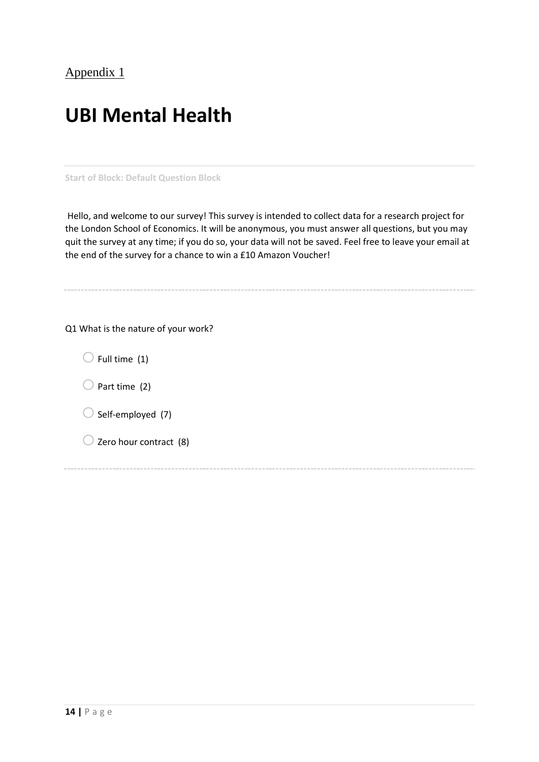Appendix 1

# UBI Mental Health

---

Start of Block: Default Question Block

Hello, and welcome to our survey! This survey is intended to collect data for a research project for the London School of Economics. It will be anonymous, you must answer all questions, but you may quit the survey at any time; if you do so, your data will not be saved. Feel free to leave your email at the end of the survey for a chance to win a £10 Amazon Voucher!

---

Q1 What is the nature of your work?

- ○ Full time (1)
- ○ Part time (2)
- ○ Self-employed (7)
- ○ Zero hour contract (8)

---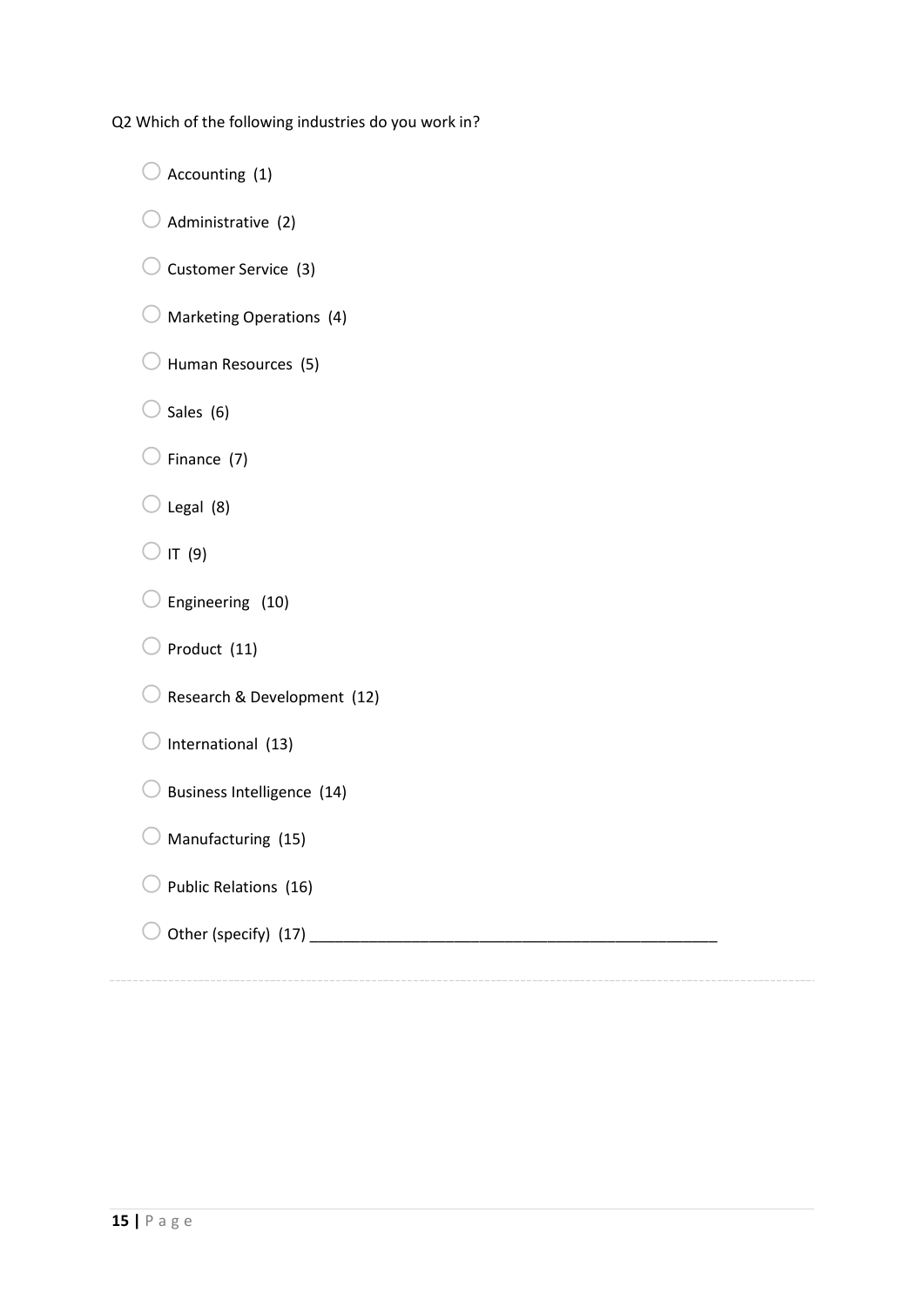Q2 Which of the following industries do you work in?

- ○ Accounting (1)
- ○ Administrative (2)
- ○ Customer Service (3)
- ○ Marketing Operations (4)
- ○ Human Resources (5)
- ○ Sales (6)
- ○ Finance (7)
- ○ Legal (8)
- ○ IT (9)
- ○ Engineering (10)
- ○ Product (11)
- ○ Research & Development (12)
- ○ International (13)
- ○ Business Intelligence (14)
- ○ Manufacturing (15)
- ○ Public Relations (16)
- ○ Other (specify) (17) ________________________________________________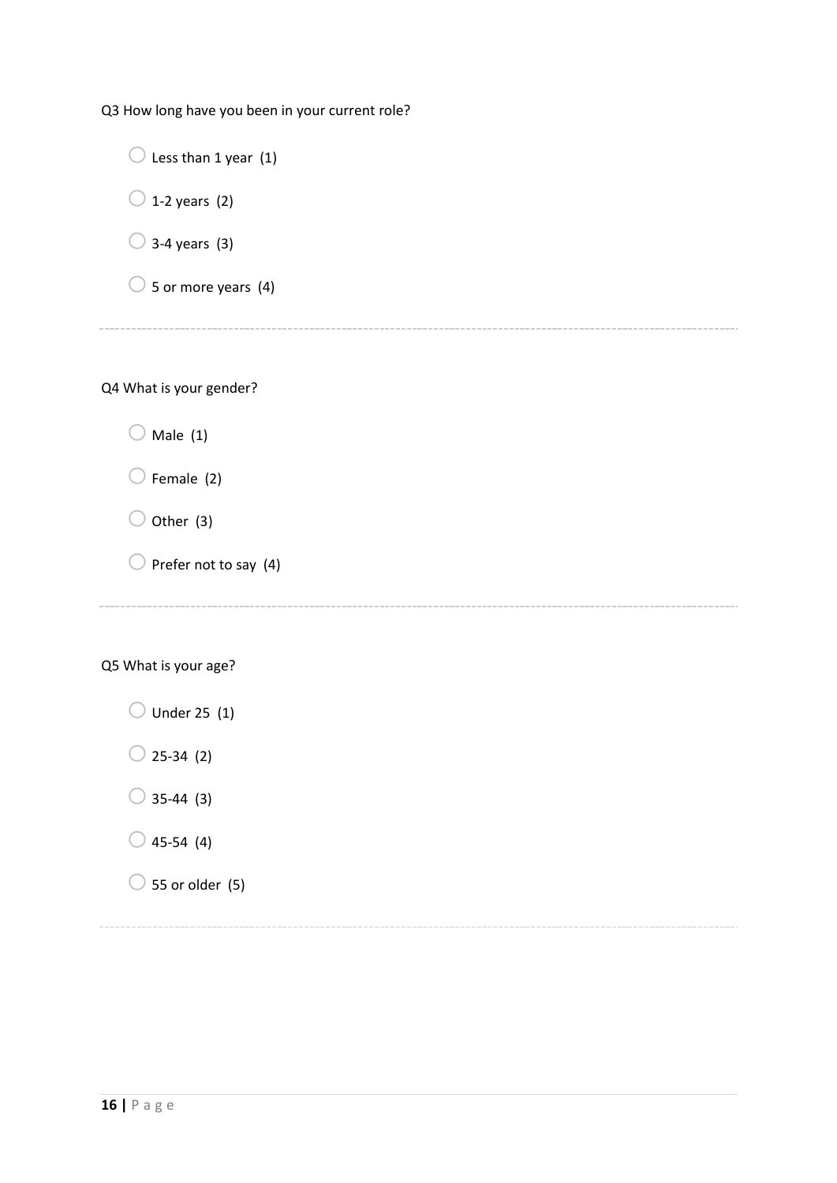Q3 How long have you been in your current role?

- Less than 1 year (1)
- 1-2 years (2)
- 3-4 years (3)
- 5 or more years (4)

---

Q4 What is your gender?

- Male (1)
- Female (2)
- Other (3)
- Prefer not to say (4)

---

Q5 What is your age?

- Under 25 (1)
- 25-34 (2)
- 35-44 (3)
- 45-54 (4)
- 55 or older (5)

---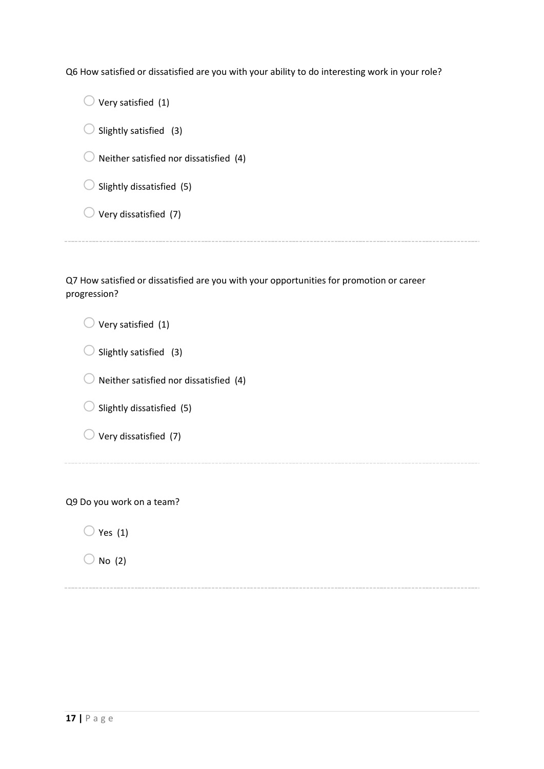Q6 How satisfied or dissatisfied are you with your ability to do interesting work in your role?

- Very satisfied (1)
- Slightly satisfied (3)
- Neither satisfied nor dissatisfied (4)
- Slightly dissatisfied (5)
- Very dissatisfied (7)

---

Q7 How satisfied or dissatisfied are you with your opportunities for promotion or career progression?

- Very satisfied (1)
- Slightly satisfied (3)
- Neither satisfied nor dissatisfied (4)
- Slightly dissatisfied (5)
- Very dissatisfied (7)

---

Q9 Do you work on a team?

- Yes (1)
- No (2)

---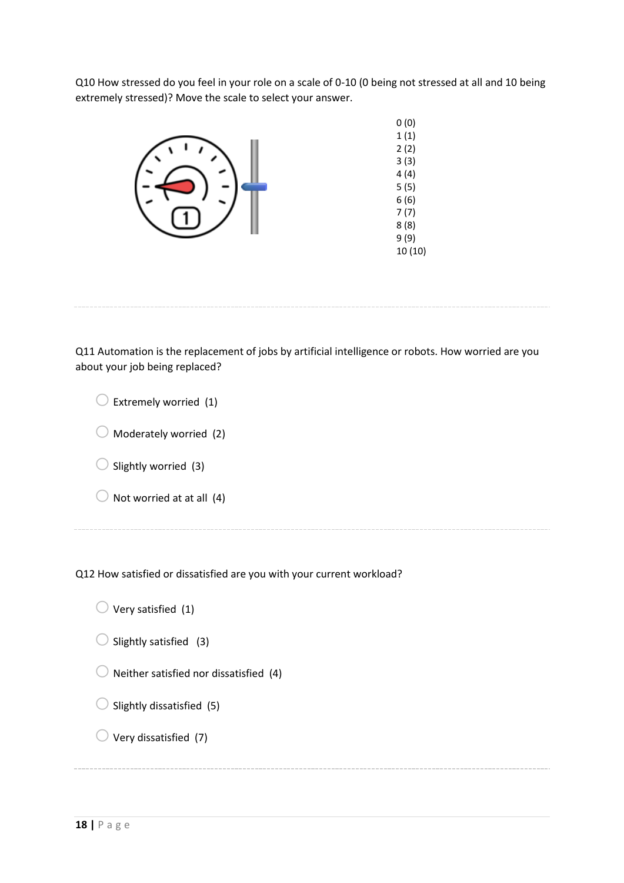Q10 How stressed do you feel in your role on a scale of 0-10 (0 being not stressed at all and 10 being extremely stressed)? Move the scale to select your answer.

0 (0)
1 (1)
2 (2)
3 (3)
4 (4)
5 (5)
6 (6)
7 (7)
8 (8)
9 (9)
10 (10)

---

Q11 Automation is the replacement of jobs by artificial intelligence or robots. How worried are you about your job being replaced?

- Extremely worried (1)
- Moderately worried (2)
- Slightly worried (3)
- Not worried at at all (4)

---

Q12 How satisfied or dissatisfied are you with your current workload?

- Very satisfied (1)
- Slightly satisfied (3)
- Neither satisfied nor dissatisfied (4)
- Slightly dissatisfied (5)
- Very dissatisfied (7)

---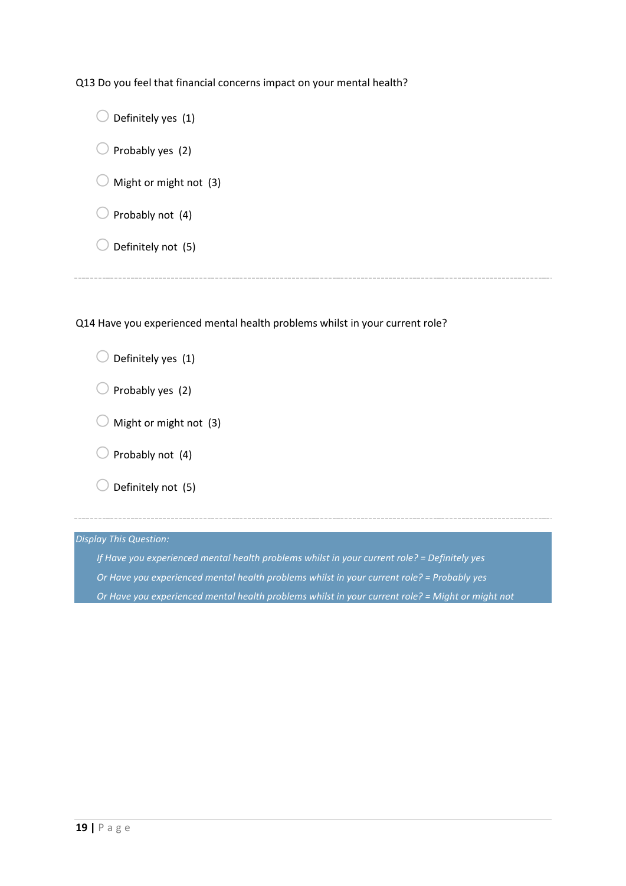Q13 Do you feel that financial concerns impact on your mental health?

- Definitely yes (1)
- Probably yes (2)
- Might or might not (3)
- Probably not (4)
- Definitely not (5)

---

Q14 Have you experienced mental health problems whilst in your current role?

- Definitely yes (1)
- Probably yes (2)
- Might or might not (3)
- Probably not (4)
- Definitely not (5)

---

*Display This Question:*

*If Have you experienced mental health problems whilst in your current role? = Definitely yes*

*Or Have you experienced mental health problems whilst in your current role? = Probably yes*

*Or Have you experienced mental health problems whilst in your current role? = Might or might not*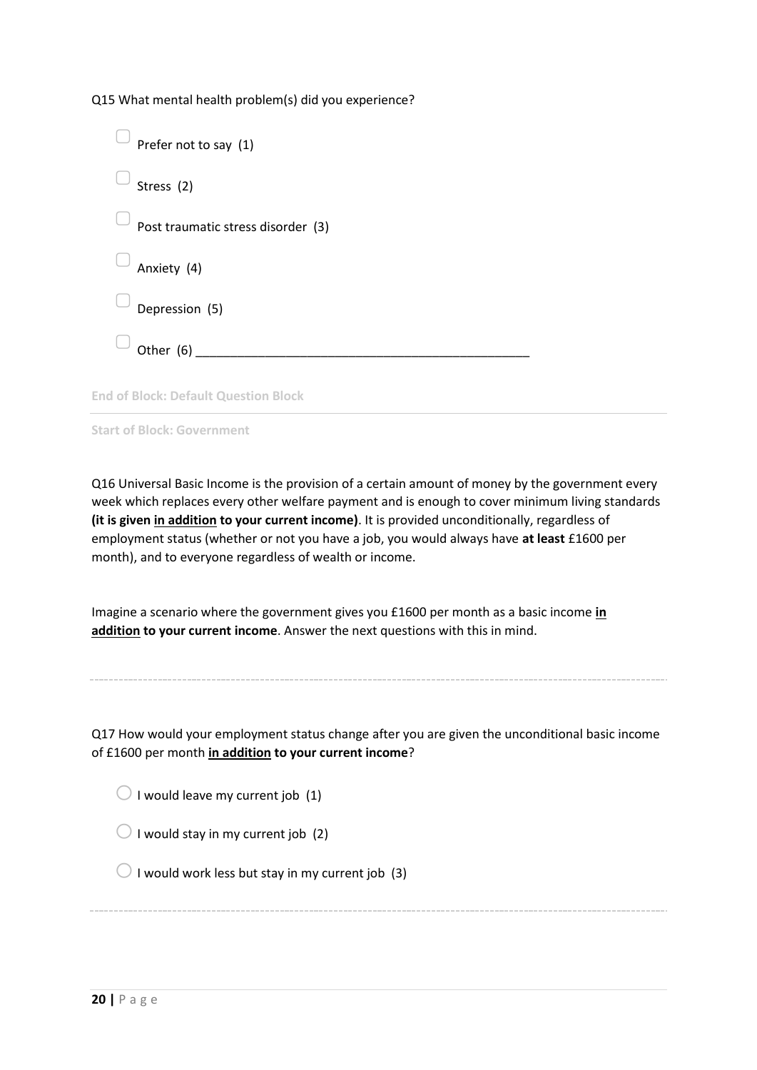Q15 What mental health problem(s) did you experience?

- ▢ Prefer not to say (1)
- ▢ Stress (2)
- ▢ Post traumatic stress disorder (3)
- ▢ Anxiety (4)
- ▢ Depression (5)
- ▢ Other (6) ________________________________________________

**End of Block: Default Question Block**

---

**Start of Block: Government**

Q16 Universal Basic Income is the provision of a certain amount of money by the government every week which replaces every other welfare payment and is enough to cover minimum living standards **(it is given <u>in addition</u> to your current income)**. It is provided unconditionally, regardless of employment status (whether or not you have a job, you would always have **at least** £1600 per month), and to everyone regardless of wealth or income.

Imagine a scenario where the government gives you £1600 per month as a basic income **<u>in addition</u> to your current income**. Answer the next questions with this in mind.

---

Q17 How would your employment status change after you are given the unconditional basic income of £1600 per month **<u>in addition</u> to your current income**?

- ○ I would leave my current job (1)
- ○ I would stay in my current job (2)
- ○ I would work less but stay in my current job (3)

---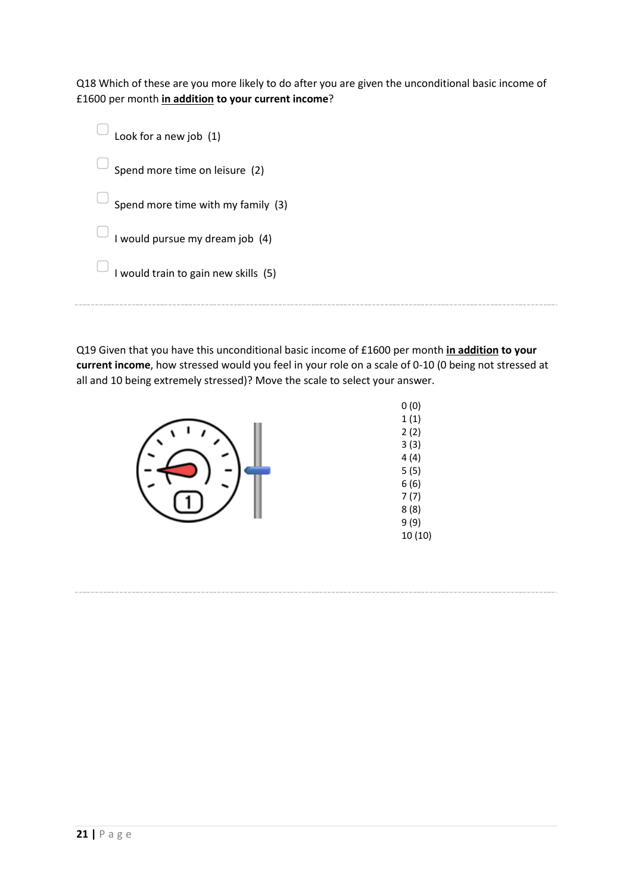Q18 Which of these are you more likely to do after you are given the unconditional basic income of £1600 per month **in addition to your current income**?

- ☐ Look for a new job (1)
- ☐ Spend more time on leisure (2)
- ☐ Spend more time with my family (3)
- ☐ I would pursue my dream job (4)
- ☐ I would train to gain new skills (5)

---

Q19 Given that you have this unconditional basic income of £1600 per month **in addition to your current income**, how stressed would you feel in your role on a scale of 0-10 (0 being not stressed at all and 10 being extremely stressed)? Move the scale to select your answer.

0 (0)
1 (1)
2 (2)
3 (3)
4 (4)
5 (5)
6 (6)
7 (7)
8 (8)
9 (9)
10 (10)

---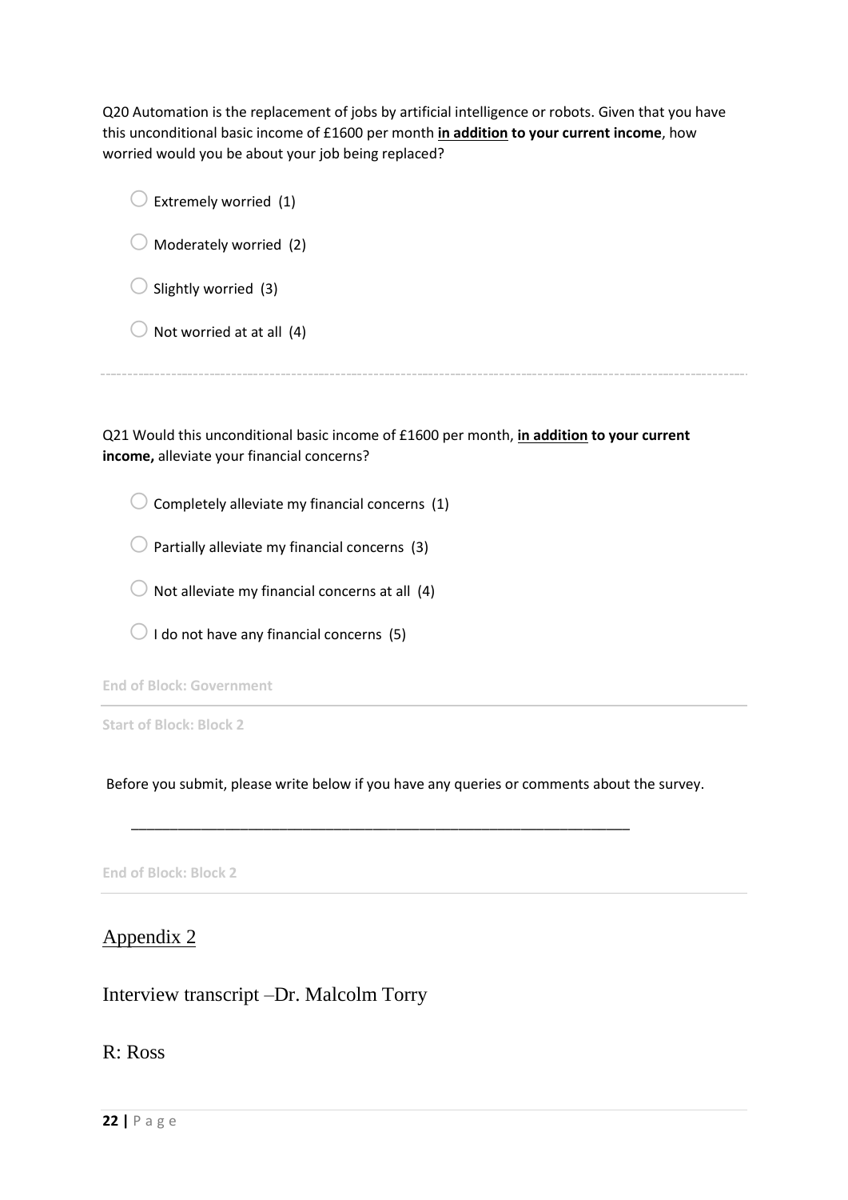Q20 Automation is the replacement of jobs by artificial intelligence or robots. Given that you have this unconditional basic income of £1600 per month **in addition to your current income**, how worried would you be about your job being replaced?

- ○ Extremely worried (1)
- ○ Moderately worried (2)
- ○ Slightly worried (3)
- ○ Not worried at at all (4)

---

Q21 Would this unconditional basic income of £1600 per month, **in addition to your current income,** alleviate your financial concerns?

- ○ Completely alleviate my financial concerns (1)
- ○ Partially alleviate my financial concerns (3)
- ○ Not alleviate my financial concerns at all (4)
- ○ I do not have any financial concerns (5)

**End of Block: Government**

---

**Start of Block: Block 2**

Before you submit, please write below if you have any queries or comments about the survey.

________________________________________________________________

**End of Block: Block 2**

---

## Appendix 2

Interview transcript –Dr. Malcolm Torry

R: Ross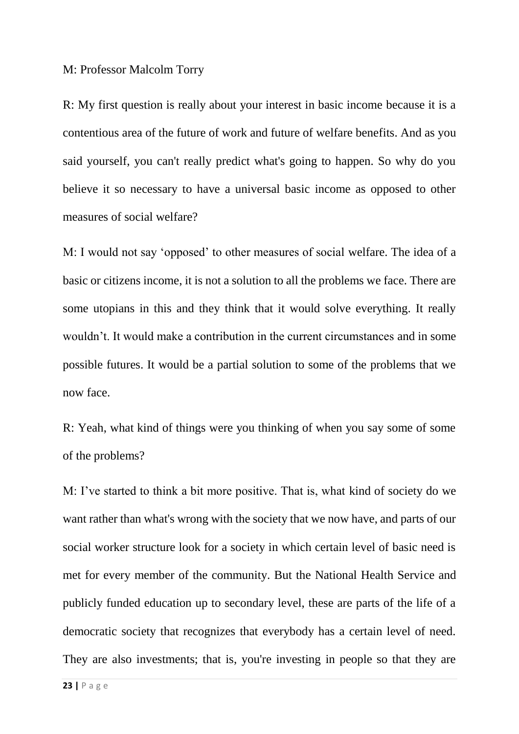M: Professor Malcolm Torry

R: My first question is really about your interest in basic income because it is a contentious area of the future of work and future of welfare benefits. And as you said yourself, you can't really predict what's going to happen. So why do you believe it so necessary to have a universal basic income as opposed to other measures of social welfare?

M: I would not say 'opposed' to other measures of social welfare. The idea of a basic or citizens income, it is not a solution to all the problems we face. There are some utopians in this and they think that it would solve everything. It really wouldn't. It would make a contribution in the current circumstances and in some possible futures. It would be a partial solution to some of the problems that we now face.

R: Yeah, what kind of things were you thinking of when you say some of some of the problems?

M: I've started to think a bit more positive. That is, what kind of society do we want rather than what's wrong with the society that we now have, and parts of our social worker structure look for a society in which certain level of basic need is met for every member of the community. But the National Health Service and publicly funded education up to secondary level, these are parts of the life of a democratic society that recognizes that everybody has a certain level of need. They are also investments; that is, you're investing in people so that they are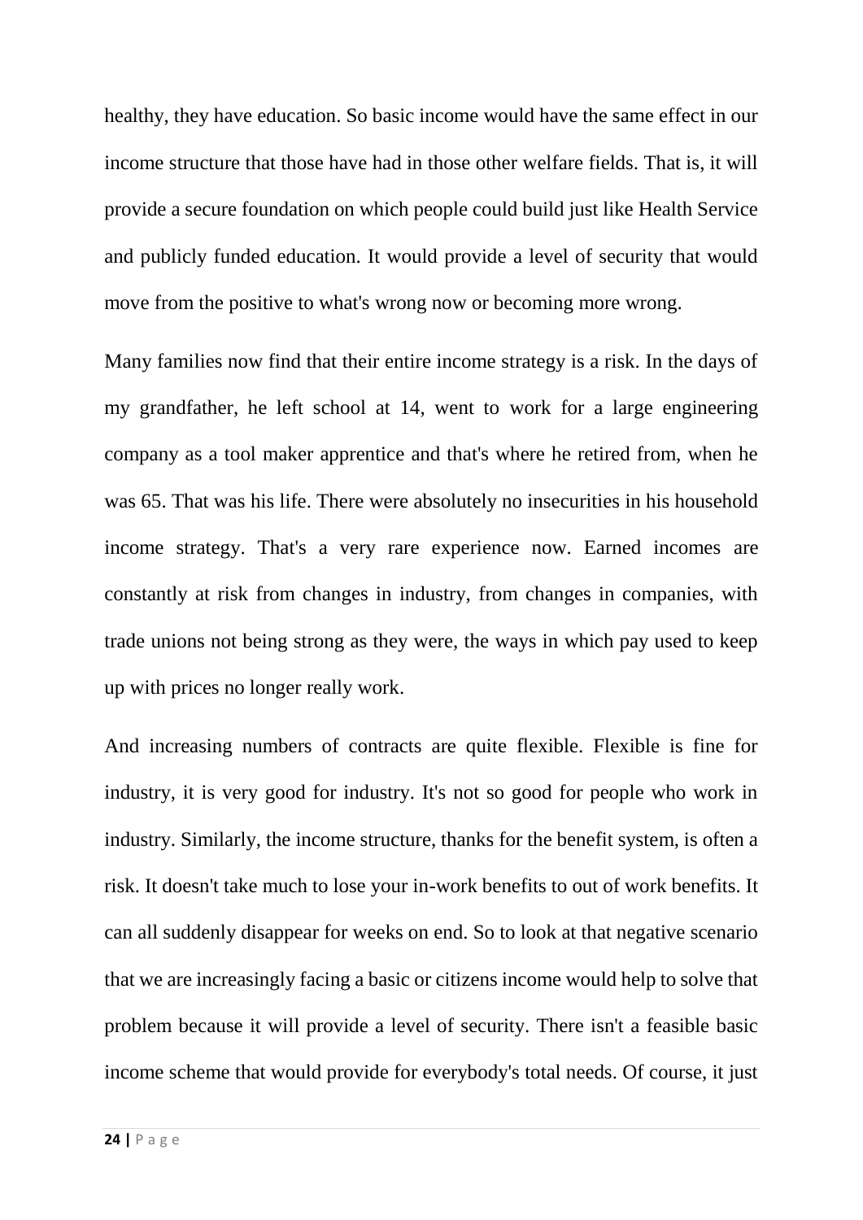healthy, they have education. So basic income would have the same effect in our income structure that those have had in those other welfare fields. That is, it will provide a secure foundation on which people could build just like Health Service and publicly funded education. It would provide a level of security that would move from the positive to what's wrong now or becoming more wrong.

Many families now find that their entire income strategy is a risk. In the days of my grandfather, he left school at 14, went to work for a large engineering company as a tool maker apprentice and that's where he retired from, when he was 65. That was his life. There were absolutely no insecurities in his household income strategy. That's a very rare experience now. Earned incomes are constantly at risk from changes in industry, from changes in companies, with trade unions not being strong as they were, the ways in which pay used to keep up with prices no longer really work.

And increasing numbers of contracts are quite flexible. Flexible is fine for industry, it is very good for industry. It's not so good for people who work in industry. Similarly, the income structure, thanks for the benefit system, is often a risk. It doesn't take much to lose your in-work benefits to out of work benefits. It can all suddenly disappear for weeks on end. So to look at that negative scenario that we are increasingly facing a basic or citizens income would help to solve that problem because it will provide a level of security. There isn't a feasible basic income scheme that would provide for everybody's total needs. Of course, it just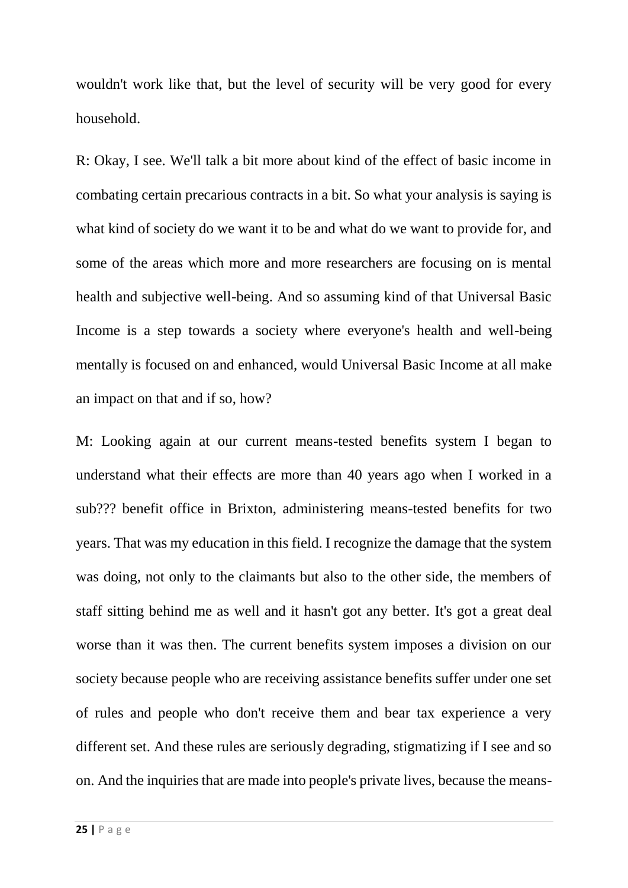wouldn't work like that, but the level of security will be very good for every household.

R: Okay, I see. We'll talk a bit more about kind of the effect of basic income in combating certain precarious contracts in a bit. So what your analysis is saying is what kind of society do we want it to be and what do we want to provide for, and some of the areas which more and more researchers are focusing on is mental health and subjective well-being. And so assuming kind of that Universal Basic Income is a step towards a society where everyone's health and well-being mentally is focused on and enhanced, would Universal Basic Income at all make an impact on that and if so, how?

M: Looking again at our current means-tested benefits system I began to understand what their effects are more than 40 years ago when I worked in a sub??? benefit office in Brixton, administering means-tested benefits for two years. That was my education in this field. I recognize the damage that the system was doing, not only to the claimants but also to the other side, the members of staff sitting behind me as well and it hasn't got any better. It's got a great deal worse than it was then. The current benefits system imposes a division on our society because people who are receiving assistance benefits suffer under one set of rules and people who don't receive them and bear tax experience a very different set. And these rules are seriously degrading, stigmatizing if I see and so on. And the inquiries that are made into people's private lives, because the means-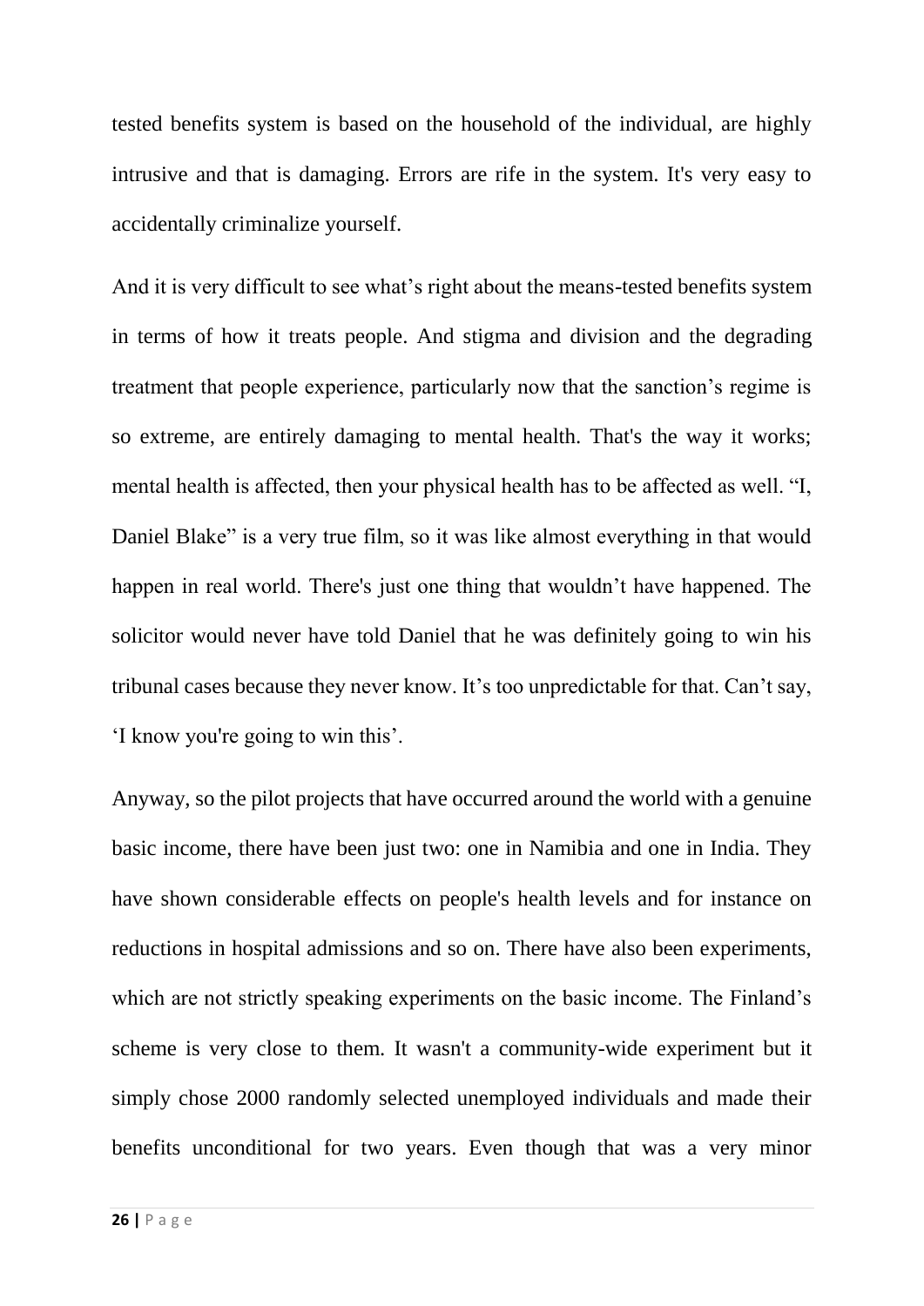tested benefits system is based on the household of the individual, are highly intrusive and that is damaging. Errors are rife in the system. It's very easy to accidentally criminalize yourself.

And it is very difficult to see what's right about the means-tested benefits system in terms of how it treats people. And stigma and division and the degrading treatment that people experience, particularly now that the sanction's regime is so extreme, are entirely damaging to mental health. That's the way it works; mental health is affected, then your physical health has to be affected as well. "I, Daniel Blake" is a very true film, so it was like almost everything in that would happen in real world. There's just one thing that wouldn't have happened. The solicitor would never have told Daniel that he was definitely going to win his tribunal cases because they never know. It's too unpredictable for that. Can't say, 'I know you're going to win this'.

Anyway, so the pilot projects that have occurred around the world with a genuine basic income, there have been just two: one in Namibia and one in India. They have shown considerable effects on people's health levels and for instance on reductions in hospital admissions and so on. There have also been experiments, which are not strictly speaking experiments on the basic income. The Finland's scheme is very close to them. It wasn't a community-wide experiment but it simply chose 2000 randomly selected unemployed individuals and made their benefits unconditional for two years. Even though that was a very minor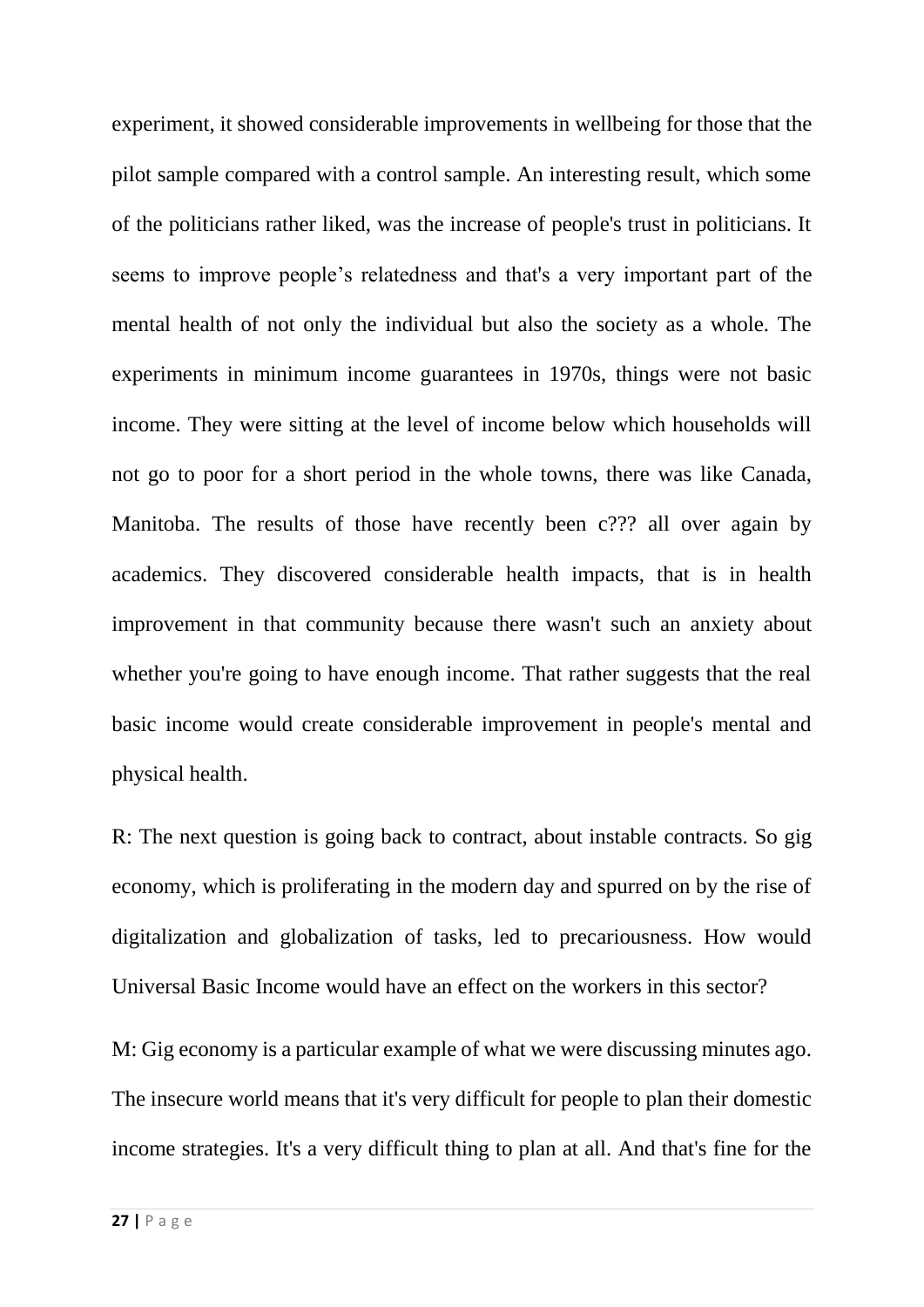experiment, it showed considerable improvements in wellbeing for those that the pilot sample compared with a control sample. An interesting result, which some of the politicians rather liked, was the increase of people's trust in politicians. It seems to improve people's relatedness and that's a very important part of the mental health of not only the individual but also the society as a whole. The experiments in minimum income guarantees in 1970s, things were not basic income. They were sitting at the level of income below which households will not go to poor for a short period in the whole towns, there was like Canada, Manitoba. The results of those have recently been c??? all over again by academics. They discovered considerable health impacts, that is in health improvement in that community because there wasn't such an anxiety about whether you're going to have enough income. That rather suggests that the real basic income would create considerable improvement in people's mental and physical health.

R: The next question is going back to contract, about instable contracts. So gig economy, which is proliferating in the modern day and spurred on by the rise of digitalization and globalization of tasks, led to precariousness. How would Universal Basic Income would have an effect on the workers in this sector?

M: Gig economy is a particular example of what we were discussing minutes ago. The insecure world means that it's very difficult for people to plan their domestic income strategies. It's a very difficult thing to plan at all. And that's fine for the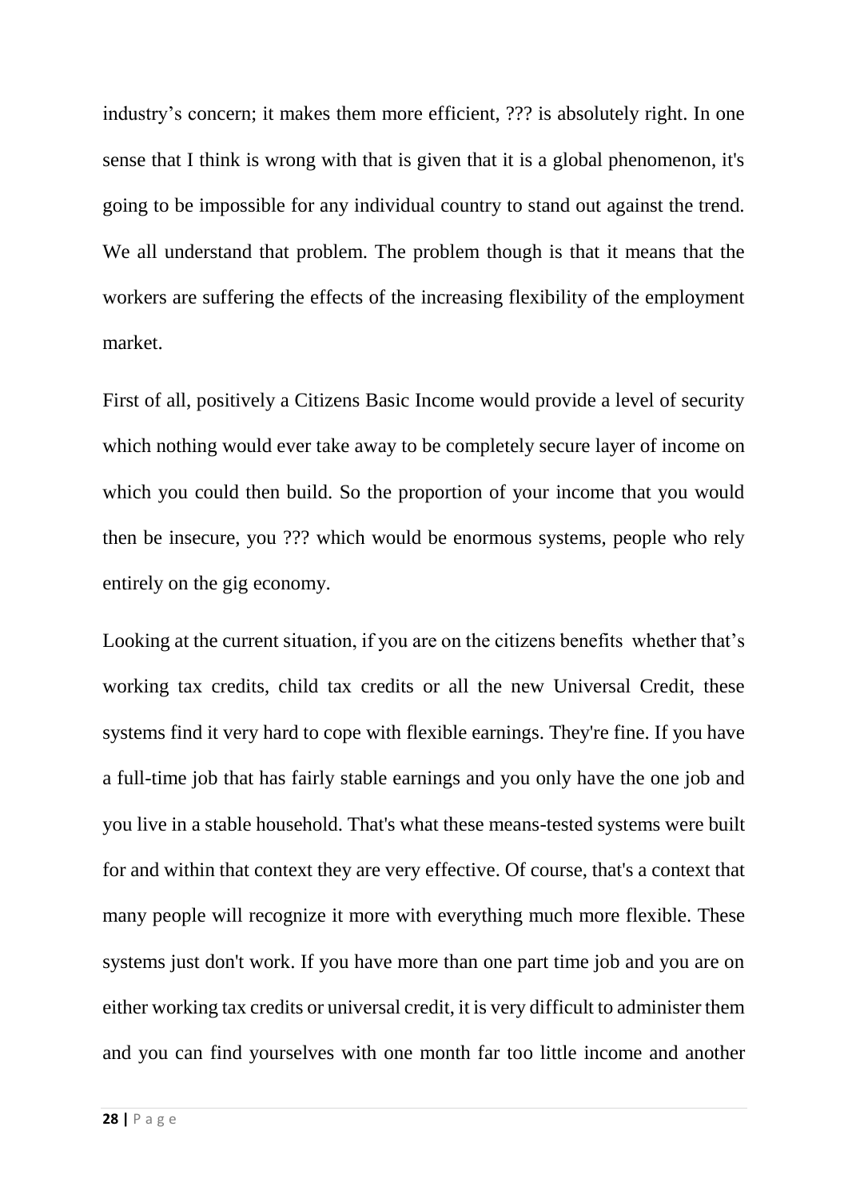industry's concern; it makes them more efficient, ??? is absolutely right. In one sense that I think is wrong with that is given that it is a global phenomenon, it's going to be impossible for any individual country to stand out against the trend. We all understand that problem. The problem though is that it means that the workers are suffering the effects of the increasing flexibility of the employment market.

First of all, positively a Citizens Basic Income would provide a level of security which nothing would ever take away to be completely secure layer of income on which you could then build. So the proportion of your income that you would then be insecure, you ??? which would be enormous systems, people who rely entirely on the gig economy.

Looking at the current situation, if you are on the citizens benefits whether that's working tax credits, child tax credits or all the new Universal Credit, these systems find it very hard to cope with flexible earnings. They're fine. If you have a full-time job that has fairly stable earnings and you only have the one job and you live in a stable household. That's what these means-tested systems were built for and within that context they are very effective. Of course, that's a context that many people will recognize it more with everything much more flexible. These systems just don't work. If you have more than one part time job and you are on either working tax credits or universal credit, it is very difficult to administer them and you can find yourselves with one month far too little income and another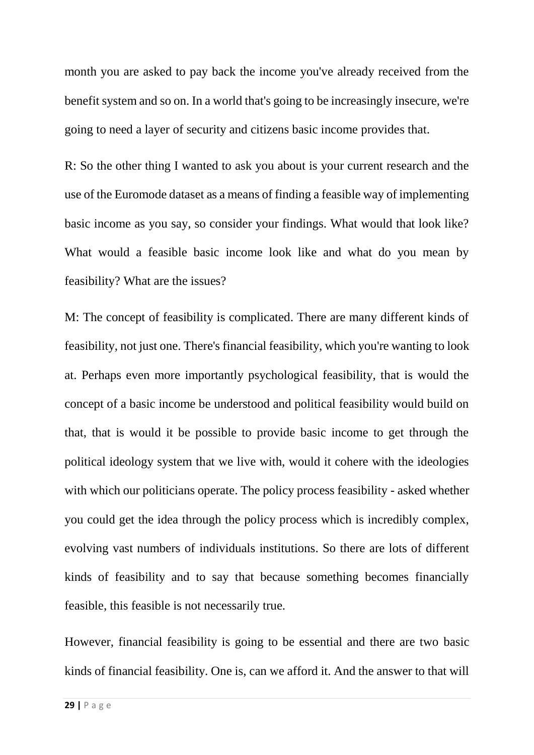month you are asked to pay back the income you've already received from the benefit system and so on. In a world that's going to be increasingly insecure, we're going to need a layer of security and citizens basic income provides that.

R: So the other thing I wanted to ask you about is your current research and the use of the Euromode dataset as a means of finding a feasible way of implementing basic income as you say, so consider your findings. What would that look like? What would a feasible basic income look like and what do you mean by feasibility? What are the issues?

M: The concept of feasibility is complicated. There are many different kinds of feasibility, not just one. There's financial feasibility, which you're wanting to look at. Perhaps even more importantly psychological feasibility, that is would the concept of a basic income be understood and political feasibility would build on that, that is would it be possible to provide basic income to get through the political ideology system that we live with, would it cohere with the ideologies with which our politicians operate. The policy process feasibility - asked whether you could get the idea through the policy process which is incredibly complex, evolving vast numbers of individuals institutions. So there are lots of different kinds of feasibility and to say that because something becomes financially feasible, this feasible is not necessarily true.

However, financial feasibility is going to be essential and there are two basic kinds of financial feasibility. One is, can we afford it. And the answer to that will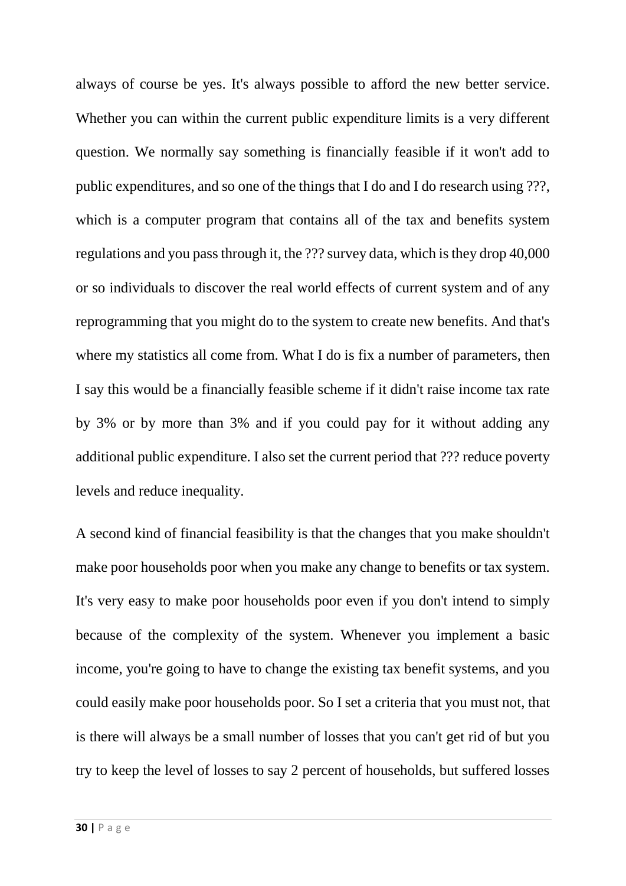always of course be yes. It's always possible to afford the new better service. Whether you can within the current public expenditure limits is a very different question. We normally say something is financially feasible if it won't add to public expenditures, and so one of the things that I do and I do research using ???, which is a computer program that contains all of the tax and benefits system regulations and you pass through it, the ??? survey data, which is they drop 40,000 or so individuals to discover the real world effects of current system and of any reprogramming that you might do to the system to create new benefits. And that's where my statistics all come from. What I do is fix a number of parameters, then I say this would be a financially feasible scheme if it didn't raise income tax rate by 3% or by more than 3% and if you could pay for it without adding any additional public expenditure. I also set the current period that ??? reduce poverty levels and reduce inequality.

A second kind of financial feasibility is that the changes that you make shouldn't make poor households poor when you make any change to benefits or tax system. It's very easy to make poor households poor even if you don't intend to simply because of the complexity of the system. Whenever you implement a basic income, you're going to have to change the existing tax benefit systems, and you could easily make poor households poor. So I set a criteria that you must not, that is there will always be a small number of losses that you can't get rid of but you try to keep the level of losses to say 2 percent of households, but suffered losses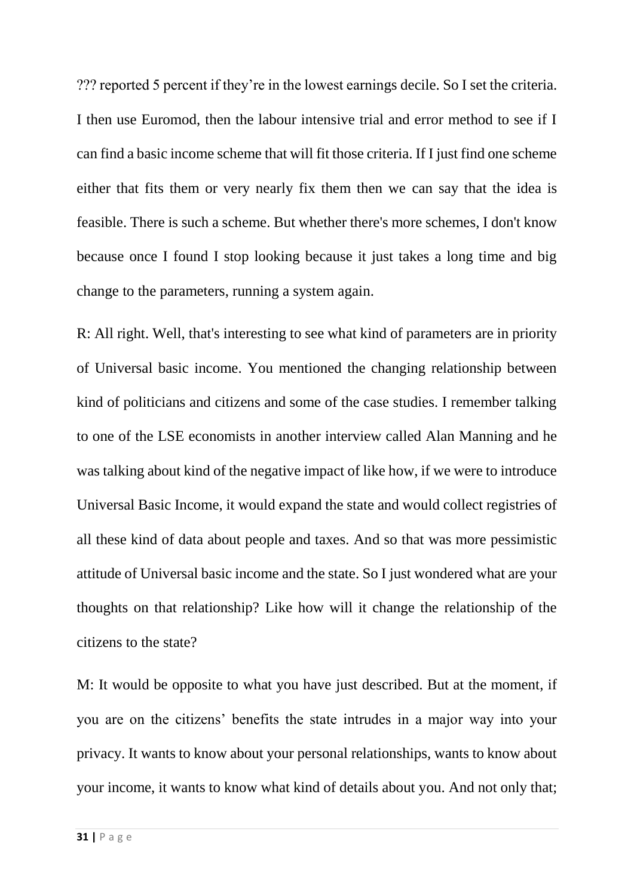??? reported 5 percent if they're in the lowest earnings decile. So I set the criteria. I then use Euromod, then the labour intensive trial and error method to see if I can find a basic income scheme that will fit those criteria. If I just find one scheme either that fits them or very nearly fix them then we can say that the idea is feasible. There is such a scheme. But whether there's more schemes, I don't know because once I found I stop looking because it just takes a long time and big change to the parameters, running a system again.

R: All right. Well, that's interesting to see what kind of parameters are in priority of Universal basic income. You mentioned the changing relationship between kind of politicians and citizens and some of the case studies. I remember talking to one of the LSE economists in another interview called Alan Manning and he was talking about kind of the negative impact of like how, if we were to introduce Universal Basic Income, it would expand the state and would collect registries of all these kind of data about people and taxes. And so that was more pessimistic attitude of Universal basic income and the state. So I just wondered what are your thoughts on that relationship? Like how will it change the relationship of the citizens to the state?

M: It would be opposite to what you have just described. But at the moment, if you are on the citizens' benefits the state intrudes in a major way into your privacy. It wants to know about your personal relationships, wants to know about your income, it wants to know what kind of details about you. And not only that;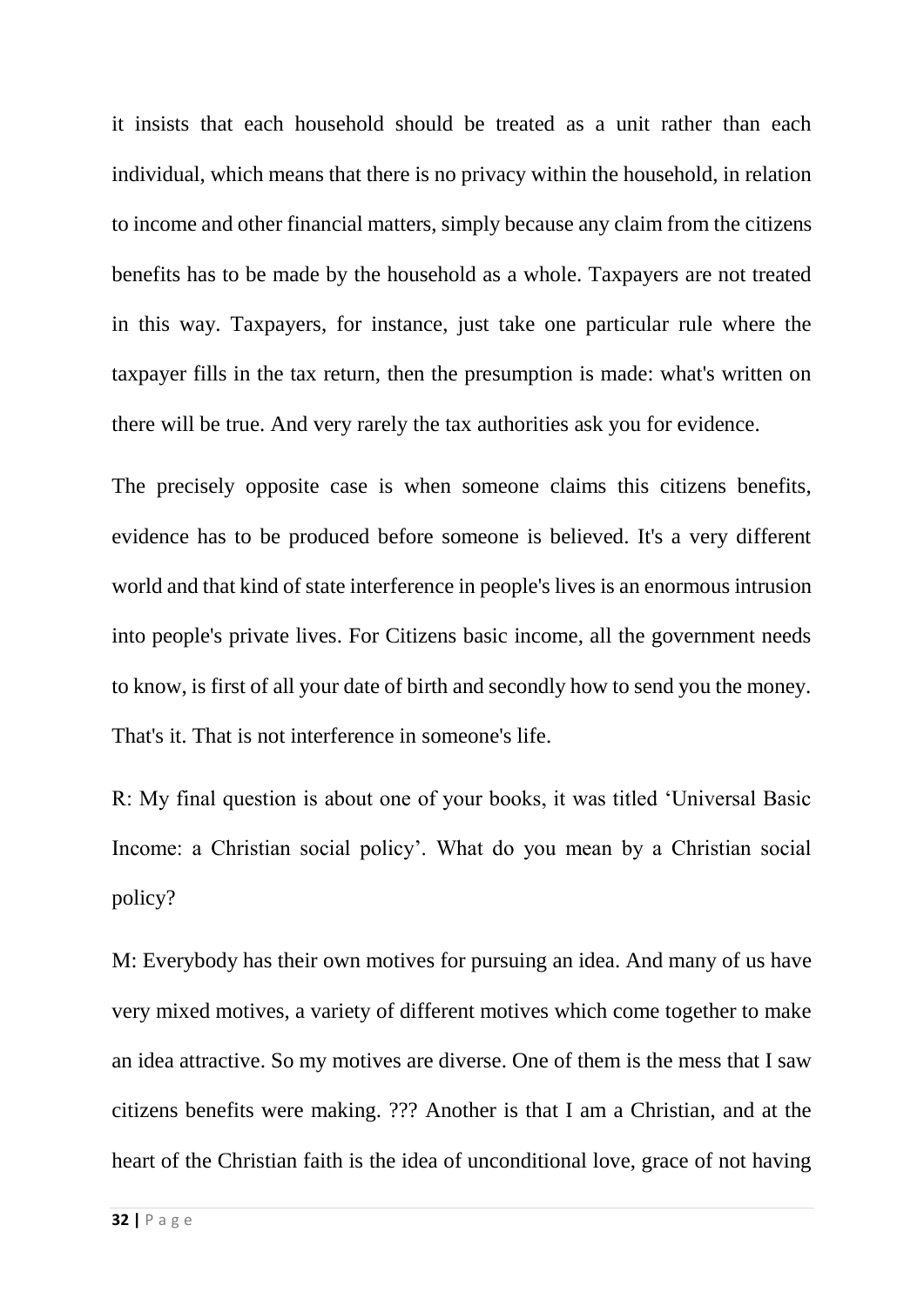it insists that each household should be treated as a unit rather than each individual, which means that there is no privacy within the household, in relation to income and other financial matters, simply because any claim from the citizens benefits has to be made by the household as a whole. Taxpayers are not treated in this way. Taxpayers, for instance, just take one particular rule where the taxpayer fills in the tax return, then the presumption is made: what's written on there will be true. And very rarely the tax authorities ask you for evidence.

The precisely opposite case is when someone claims this citizens benefits, evidence has to be produced before someone is believed. It's a very different world and that kind of state interference in people's lives is an enormous intrusion into people's private lives. For Citizens basic income, all the government needs to know, is first of all your date of birth and secondly how to send you the money. That's it. That is not interference in someone's life.

R: My final question is about one of your books, it was titled 'Universal Basic Income: a Christian social policy'. What do you mean by a Christian social policy?

M: Everybody has their own motives for pursuing an idea. And many of us have very mixed motives, a variety of different motives which come together to make an idea attractive. So my motives are diverse. One of them is the mess that I saw citizens benefits were making. ??? Another is that I am a Christian, and at the heart of the Christian faith is the idea of unconditional love, grace of not having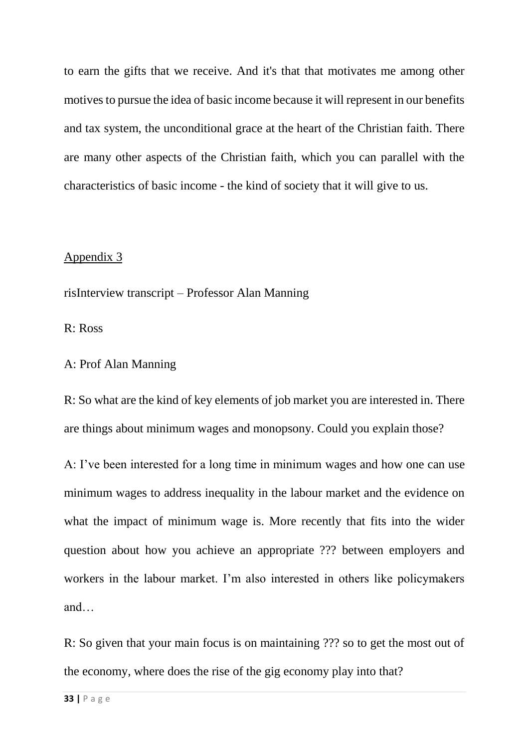to earn the gifts that we receive. And it's that that motivates me among other motives to pursue the idea of basic income because it will represent in our benefits and tax system, the unconditional grace at the heart of the Christian faith. There are many other aspects of the Christian faith, which you can parallel with the characteristics of basic income - the kind of society that it will give to us.

## Appendix 3

risInterview transcript – Professor Alan Manning

R: Ross

A: Prof Alan Manning

R: So what are the kind of key elements of job market you are interested in. There are things about minimum wages and monopsony. Could you explain those?

A: I've been interested for a long time in minimum wages and how one can use minimum wages to address inequality in the labour market and the evidence on what the impact of minimum wage is. More recently that fits into the wider question about how you achieve an appropriate ??? between employers and workers in the labour market. I'm also interested in others like policymakers and…

R: So given that your main focus is on maintaining ??? so to get the most out of the economy, where does the rise of the gig economy play into that?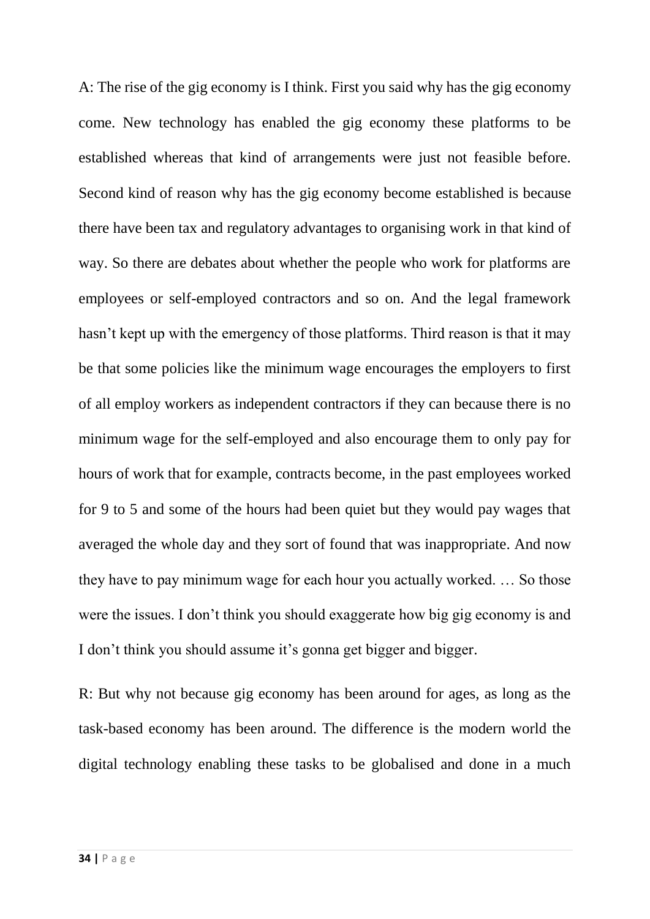A: The rise of the gig economy is I think. First you said why has the gig economy come. New technology has enabled the gig economy these platforms to be established whereas that kind of arrangements were just not feasible before. Second kind of reason why has the gig economy become established is because there have been tax and regulatory advantages to organising work in that kind of way. So there are debates about whether the people who work for platforms are employees or self-employed contractors and so on. And the legal framework hasn't kept up with the emergency of those platforms. Third reason is that it may be that some policies like the minimum wage encourages the employers to first of all employ workers as independent contractors if they can because there is no minimum wage for the self-employed and also encourage them to only pay for hours of work that for example, contracts become, in the past employees worked for 9 to 5 and some of the hours had been quiet but they would pay wages that averaged the whole day and they sort of found that was inappropriate. And now they have to pay minimum wage for each hour you actually worked. … So those were the issues. I don't think you should exaggerate how big gig economy is and I don't think you should assume it's gonna get bigger and bigger.

R: But why not because gig economy has been around for ages, as long as the task-based economy has been around. The difference is the modern world the digital technology enabling these tasks to be globalised and done in a much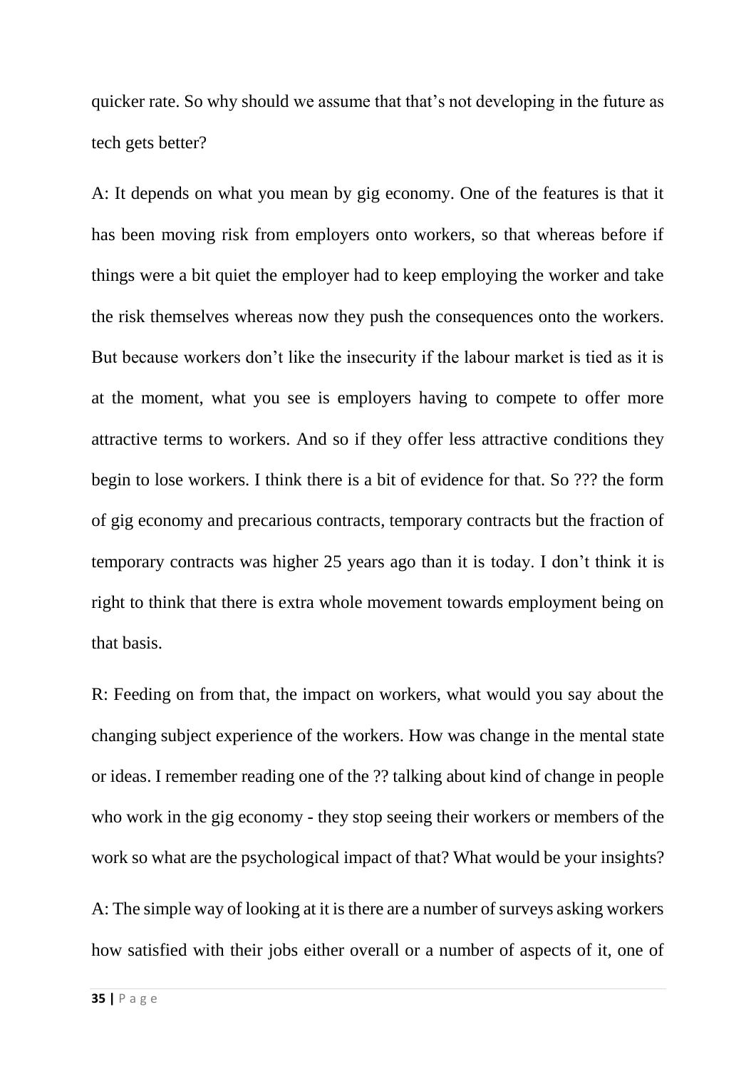quicker rate. So why should we assume that that's not developing in the future as tech gets better?

A: It depends on what you mean by gig economy. One of the features is that it has been moving risk from employers onto workers, so that whereas before if things were a bit quiet the employer had to keep employing the worker and take the risk themselves whereas now they push the consequences onto the workers. But because workers don't like the insecurity if the labour market is tied as it is at the moment, what you see is employers having to compete to offer more attractive terms to workers. And so if they offer less attractive conditions they begin to lose workers. I think there is a bit of evidence for that. So ??? the form of gig economy and precarious contracts, temporary contracts but the fraction of temporary contracts was higher 25 years ago than it is today. I don't think it is right to think that there is extra whole movement towards employment being on that basis.

R: Feeding on from that, the impact on workers, what would you say about the changing subject experience of the workers. How was change in the mental state or ideas. I remember reading one of the ?? talking about kind of change in people who work in the gig economy - they stop seeing their workers or members of the work so what are the psychological impact of that? What would be your insights?

A: The simple way of looking at it is there are a number of surveys asking workers how satisfied with their jobs either overall or a number of aspects of it, one of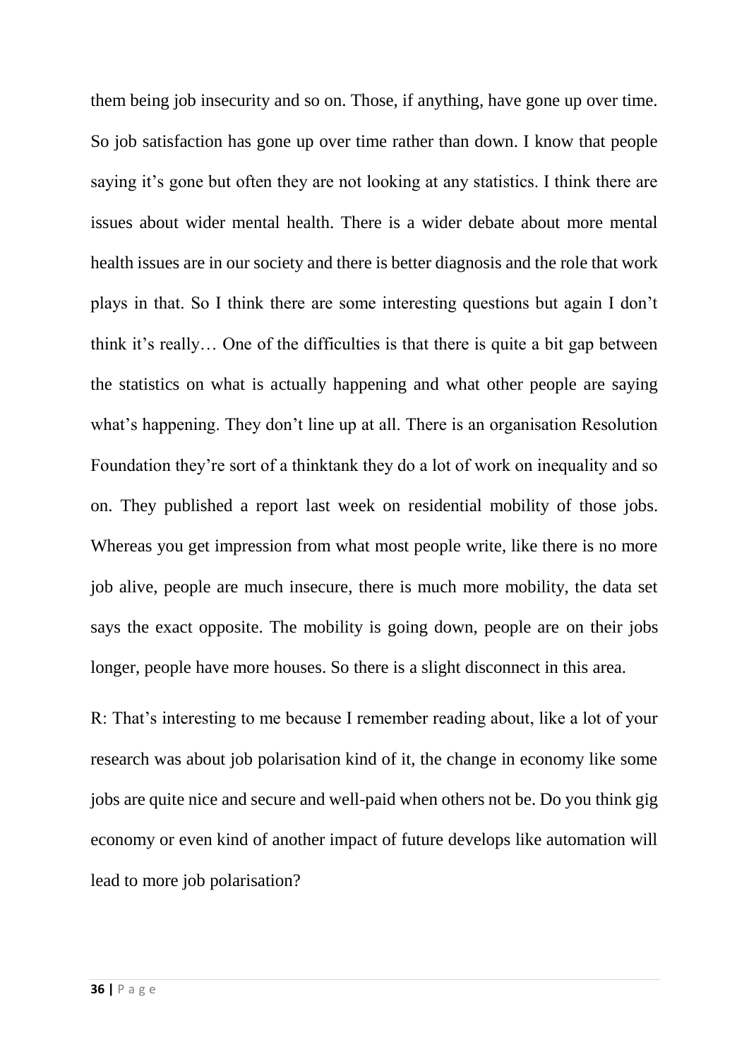them being job insecurity and so on. Those, if anything, have gone up over time. So job satisfaction has gone up over time rather than down. I know that people saying it's gone but often they are not looking at any statistics. I think there are issues about wider mental health. There is a wider debate about more mental health issues are in our society and there is better diagnosis and the role that work plays in that. So I think there are some interesting questions but again I don't think it's really… One of the difficulties is that there is quite a bit gap between the statistics on what is actually happening and what other people are saying what's happening. They don't line up at all. There is an organisation Resolution Foundation they're sort of a thinktank they do a lot of work on inequality and so on. They published a report last week on residential mobility of those jobs. Whereas you get impression from what most people write, like there is no more job alive, people are much insecure, there is much more mobility, the data set says the exact opposite. The mobility is going down, people are on their jobs longer, people have more houses. So there is a slight disconnect in this area.

R: That's interesting to me because I remember reading about, like a lot of your research was about job polarisation kind of it, the change in economy like some jobs are quite nice and secure and well-paid when others not be. Do you think gig economy or even kind of another impact of future develops like automation will lead to more job polarisation?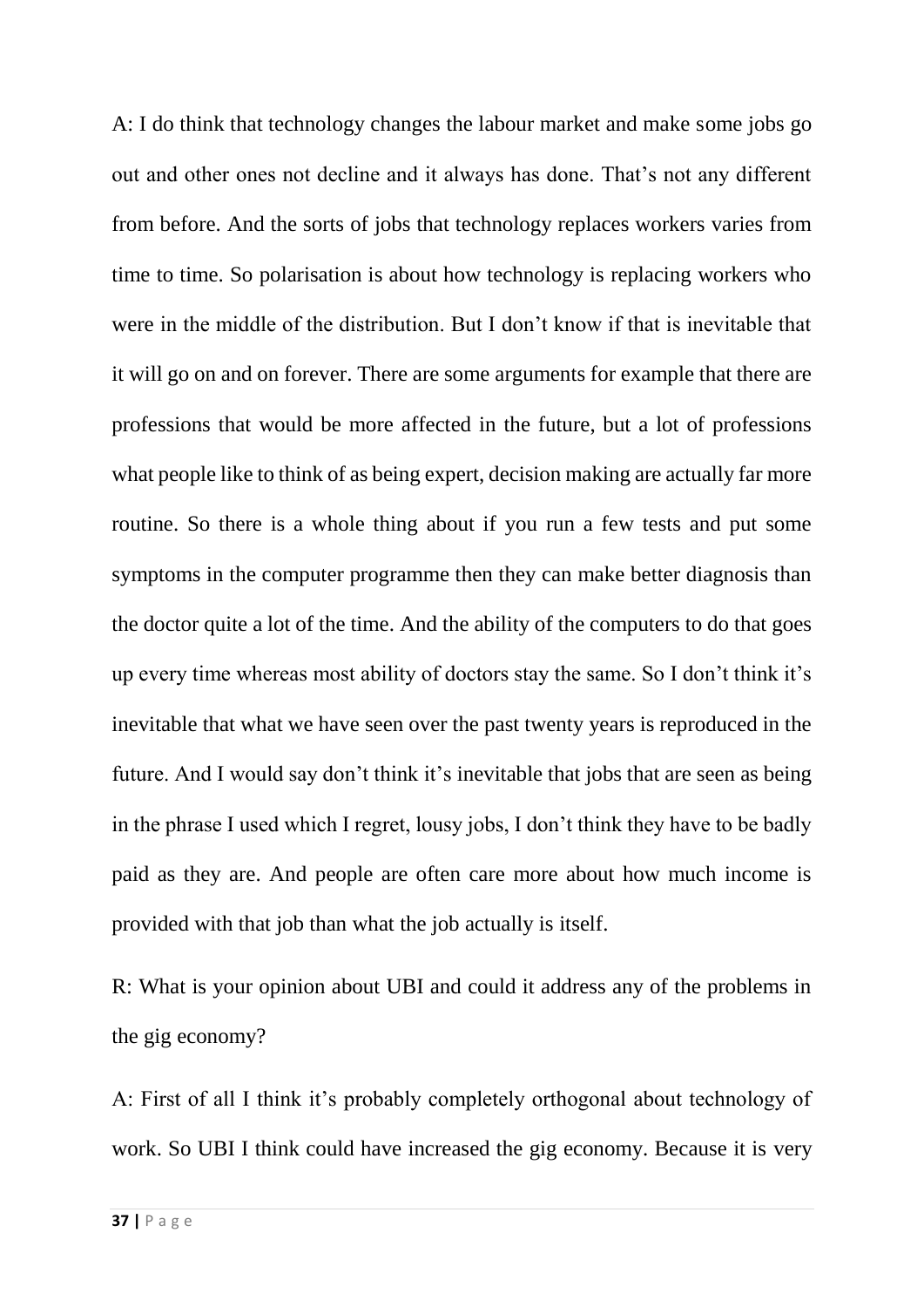A: I do think that technology changes the labour market and make some jobs go out and other ones not decline and it always has done. That's not any different from before. And the sorts of jobs that technology replaces workers varies from time to time. So polarisation is about how technology is replacing workers who were in the middle of the distribution. But I don't know if that is inevitable that it will go on and on forever. There are some arguments for example that there are professions that would be more affected in the future, but a lot of professions what people like to think of as being expert, decision making are actually far more routine. So there is a whole thing about if you run a few tests and put some symptoms in the computer programme then they can make better diagnosis than the doctor quite a lot of the time. And the ability of the computers to do that goes up every time whereas most ability of doctors stay the same. So I don't think it's inevitable that what we have seen over the past twenty years is reproduced in the future. And I would say don't think it's inevitable that jobs that are seen as being in the phrase I used which I regret, lousy jobs, I don't think they have to be badly paid as they are. And people are often care more about how much income is provided with that job than what the job actually is itself.

R: What is your opinion about UBI and could it address any of the problems in the gig economy?

A: First of all I think it's probably completely orthogonal about technology of work. So UBI I think could have increased the gig economy. Because it is very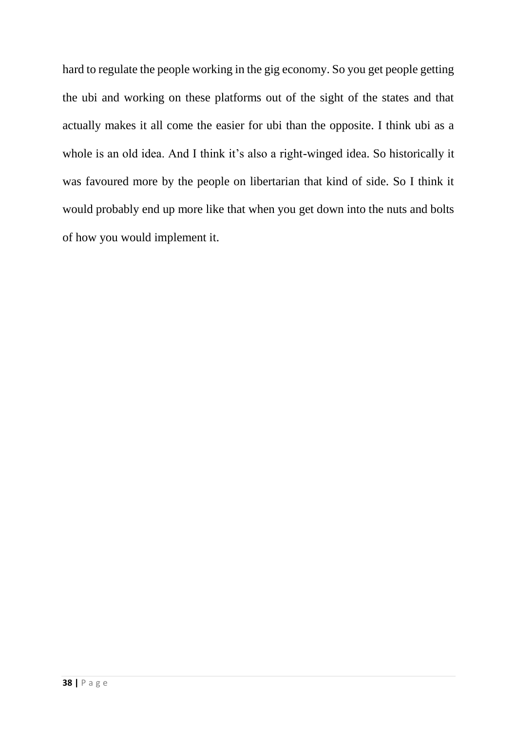hard to regulate the people working in the gig economy. So you get people getting the ubi and working on these platforms out of the sight of the states and that actually makes it all come the easier for ubi than the opposite. I think ubi as a whole is an old idea. And I think it's also a right-winged idea. So historically it was favoured more by the people on libertarian that kind of side. So I think it would probably end up more like that when you get down into the nuts and bolts of how you would implement it.